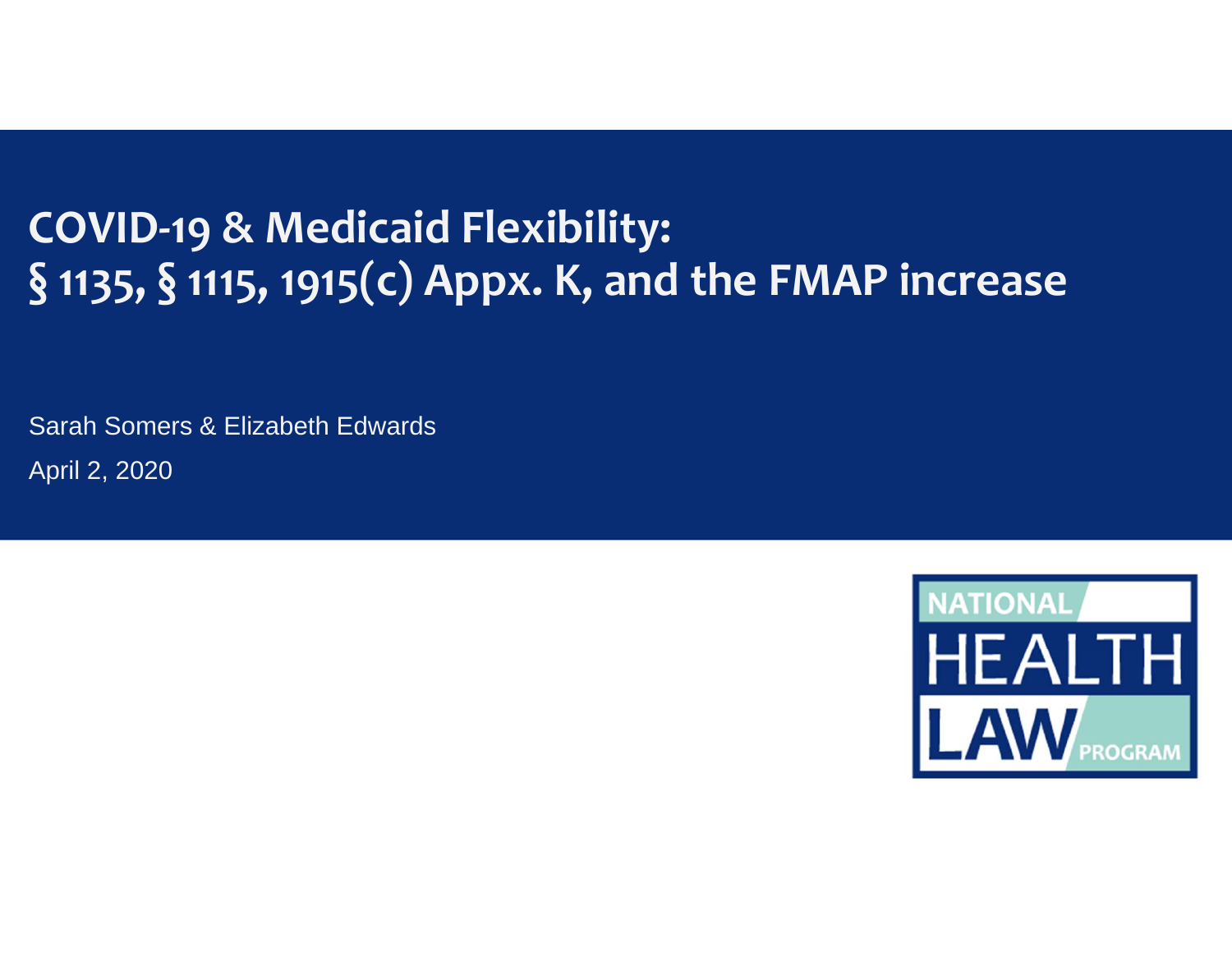# COVID-19 & Medicaid Flexibility: § 1135, § 1115, 1915(c) Appx. K, and the FMAP increase

Sarah Somers & Elizabeth Edwards

April 2, 2020

NATIONAL HEALTH LAW PROGRAM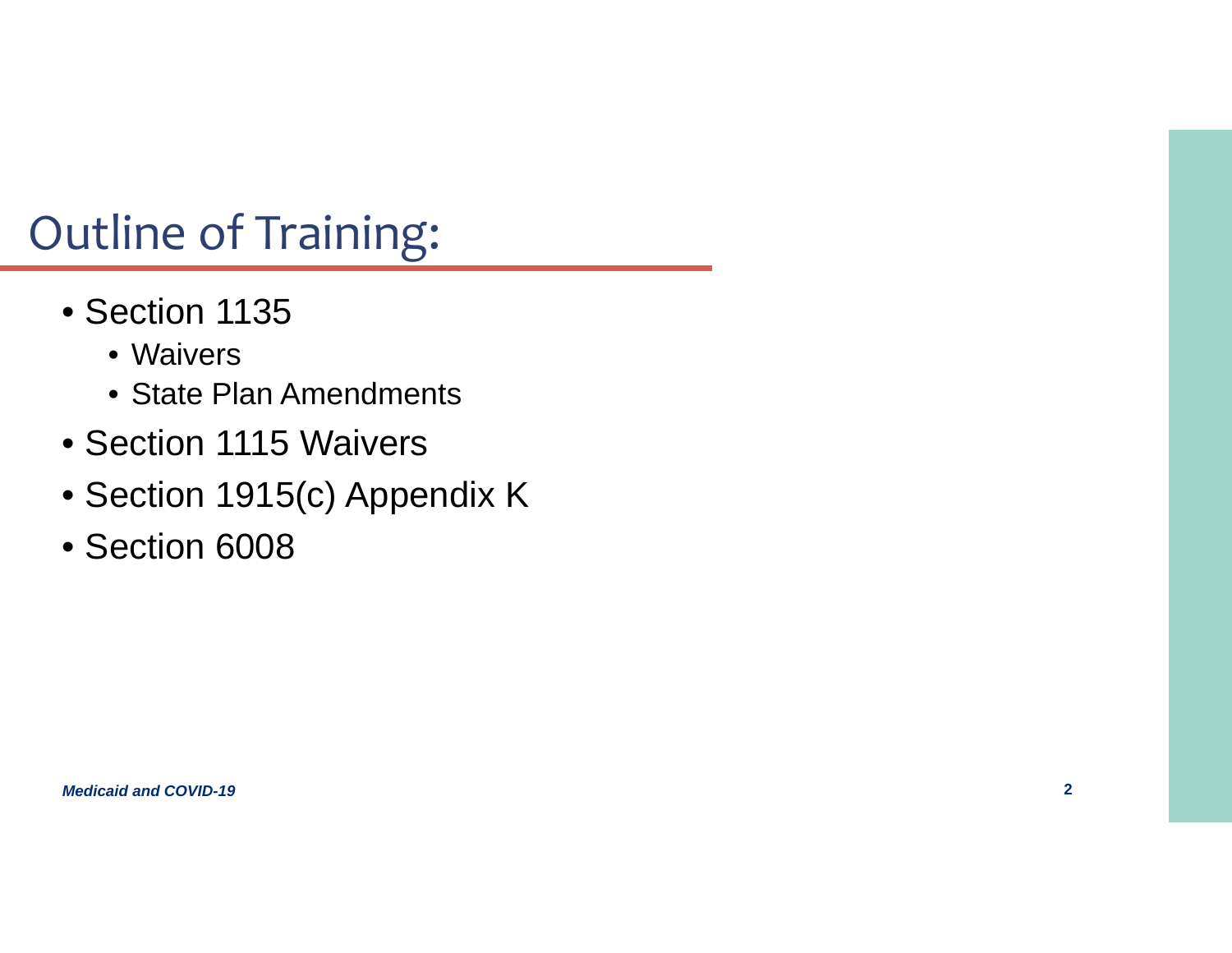# Outline of Training:

- Section 1135
  - Waivers
  - State Plan Amendments
- Section 1115 Waivers
- Section 1915(c) Appendix K
- Section 6008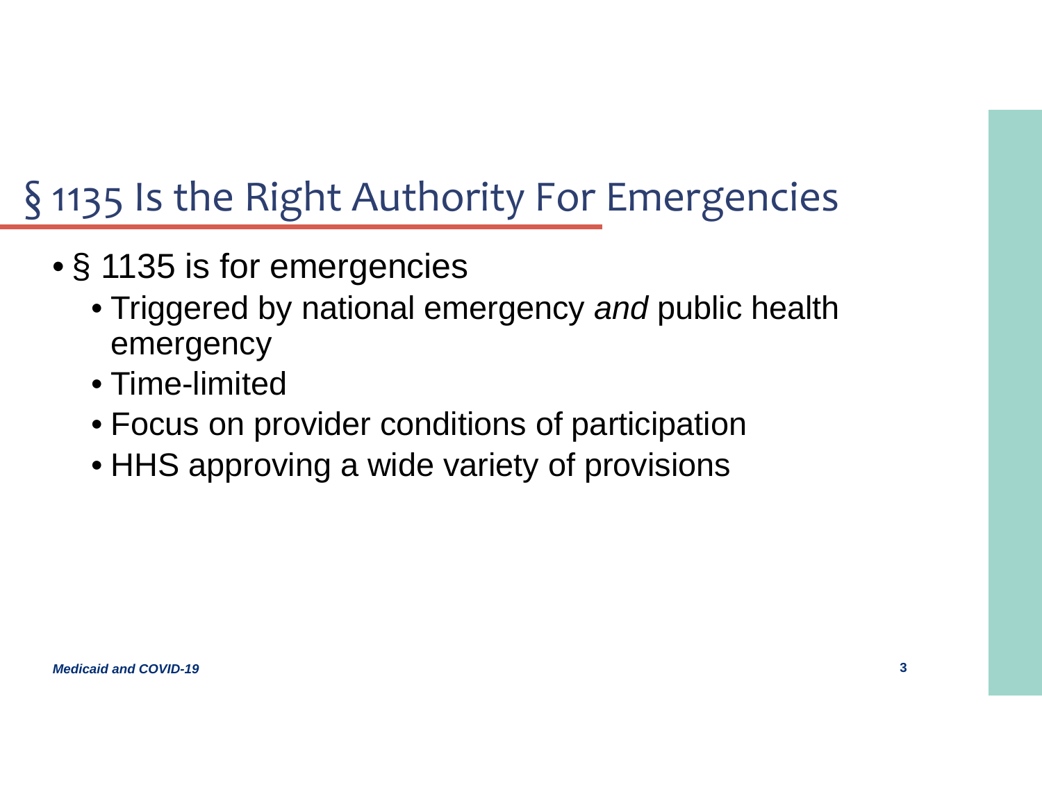# § 1135 Is the Right Authority For Emergencies

- § 1135 is for emergencies
  - Triggered by national emergency *and* public health emergency
  - Time-limited
  - Focus on provider conditions of participation
  - HHS approving a wide variety of provisions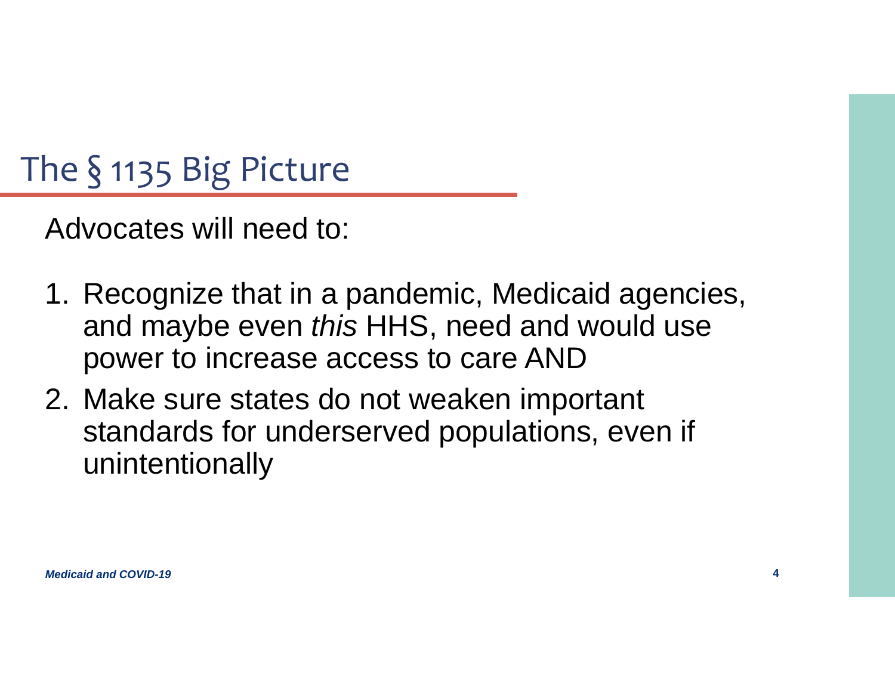# The § 1135 Big Picture

Advocates will need to:

1. Recognize that in a pandemic, Medicaid agencies, and maybe even *this* HHS, need and would use power to increase access to care AND
2. Make sure states do not weaken important standards for underserved populations, even if unintentionally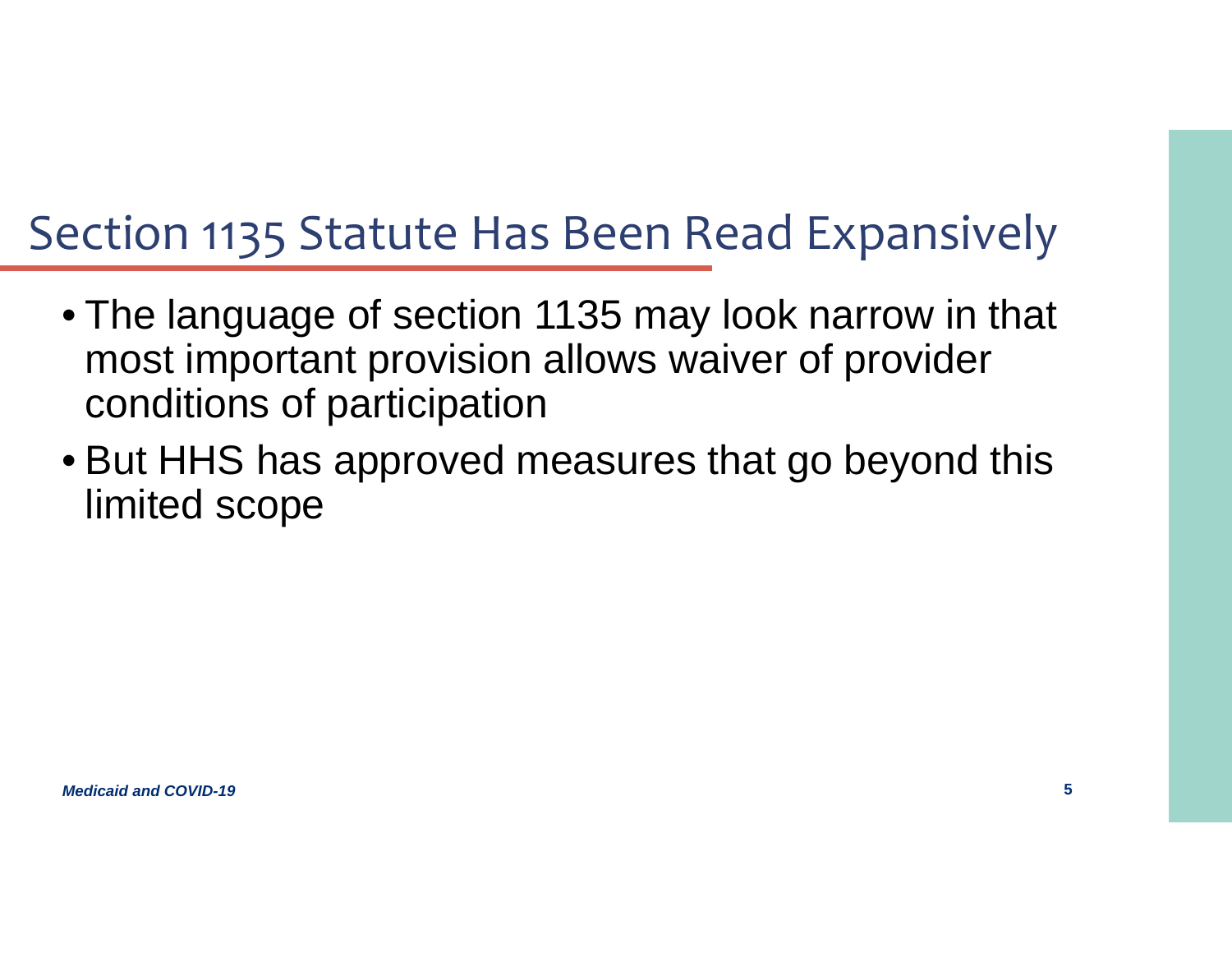# Section 1135 Statute Has Been Read Expansively

- The language of section 1135 may look narrow in that most important provision allows waiver of provider conditions of participation
- But HHS has approved measures that go beyond this limited scope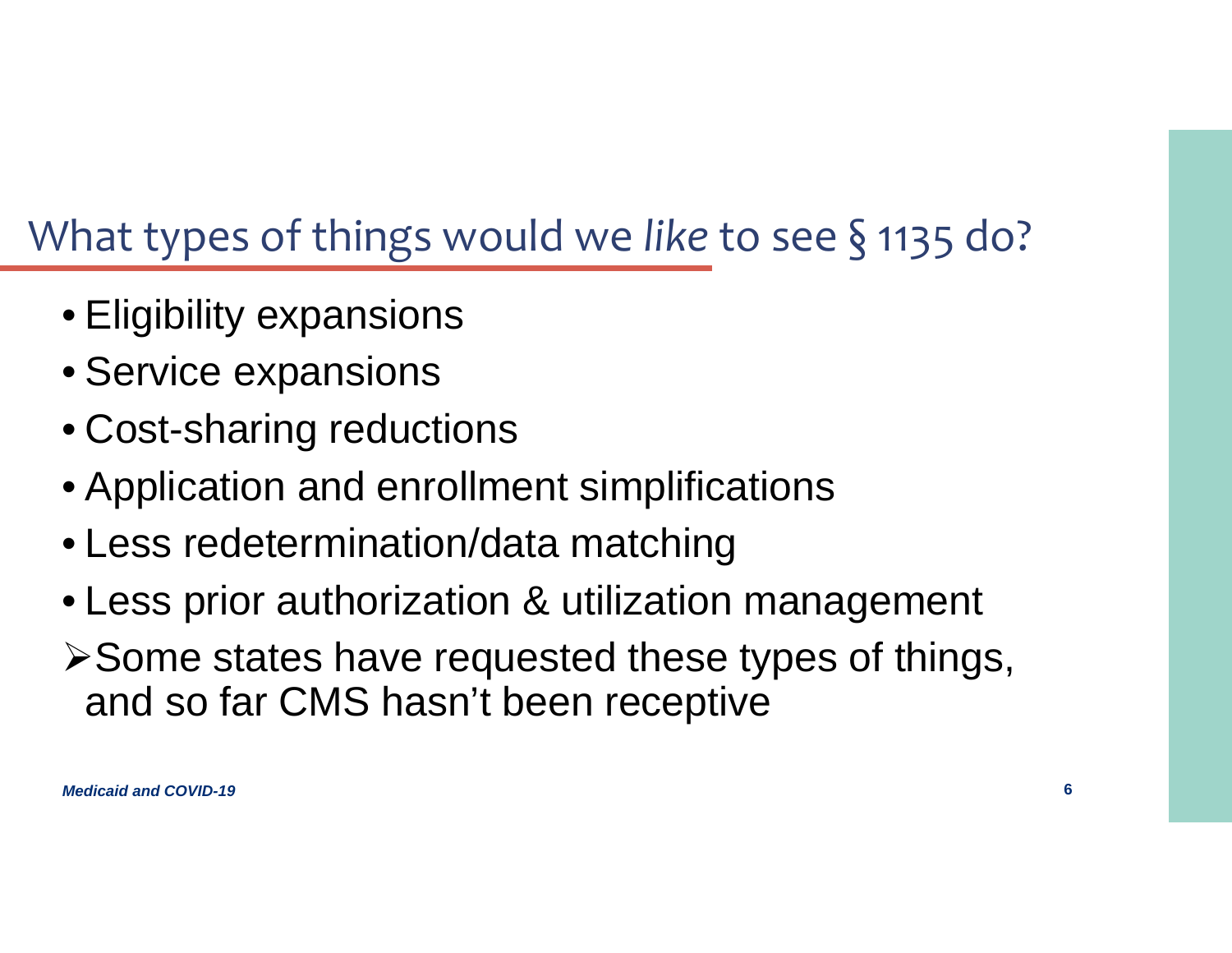## What types of things would we *like* to see § 1135 do?

- Eligibility expansions
- Service expansions
- Cost-sharing reductions
- Application and enrollment simplifications
- Less redetermination/data matching
- Less prior authorization & utilization management

➢ Some states have requested these types of things, and so far CMS hasn't been receptive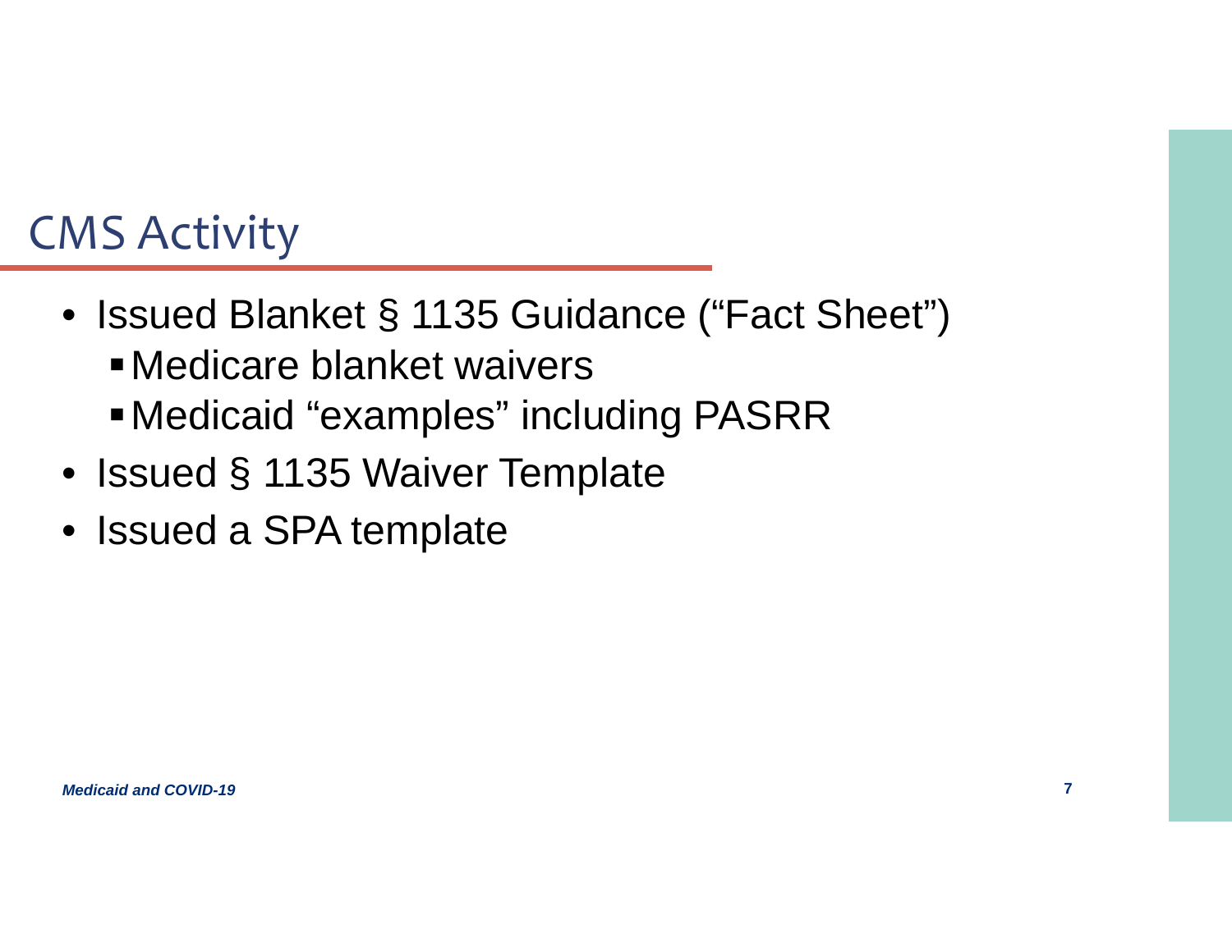# CMS Activity

- Issued Blanket § 1135 Guidance (“Fact Sheet”)
  - Medicare blanket waivers
  - Medicaid “examples” including PASRR
- Issued § 1135 Waiver Template
- Issued a SPA template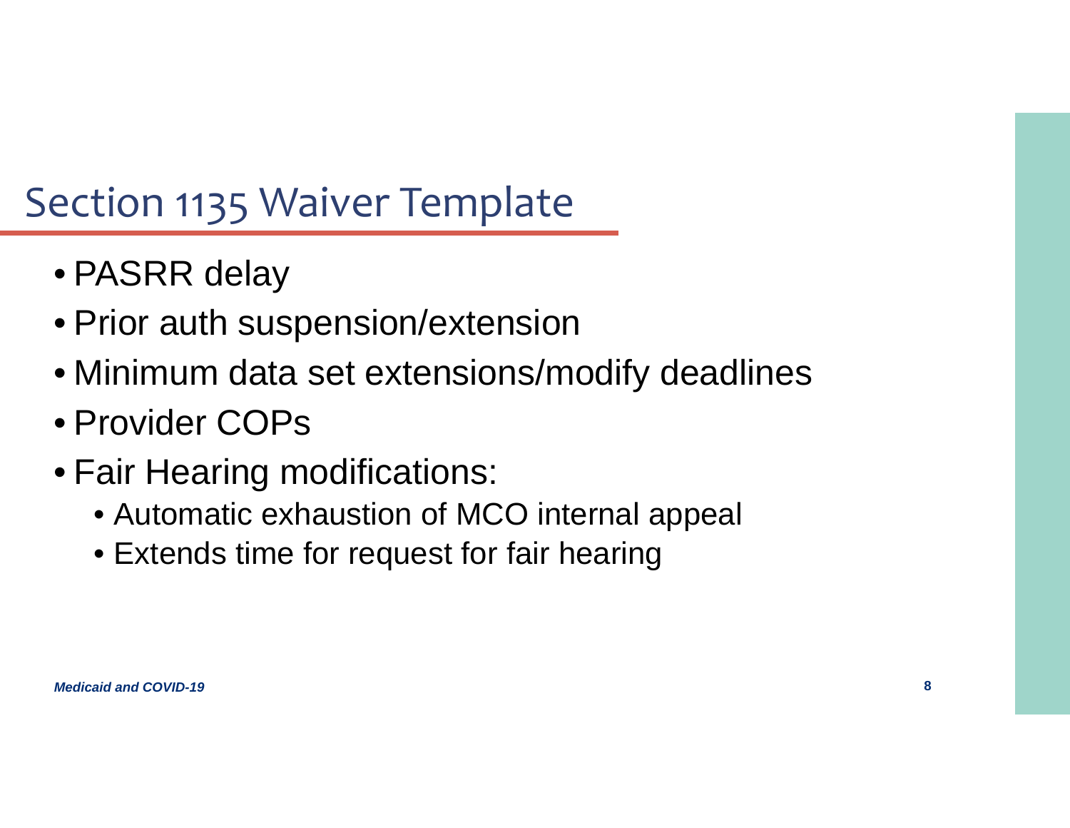# Section 1135 Waiver Template

- PASRR delay
- Prior auth suspension/extension
- Minimum data set extensions/modify deadlines
- Provider COPs
- Fair Hearing modifications:
  - Automatic exhaustion of MCO internal appeal
  - Extends time for request for fair hearing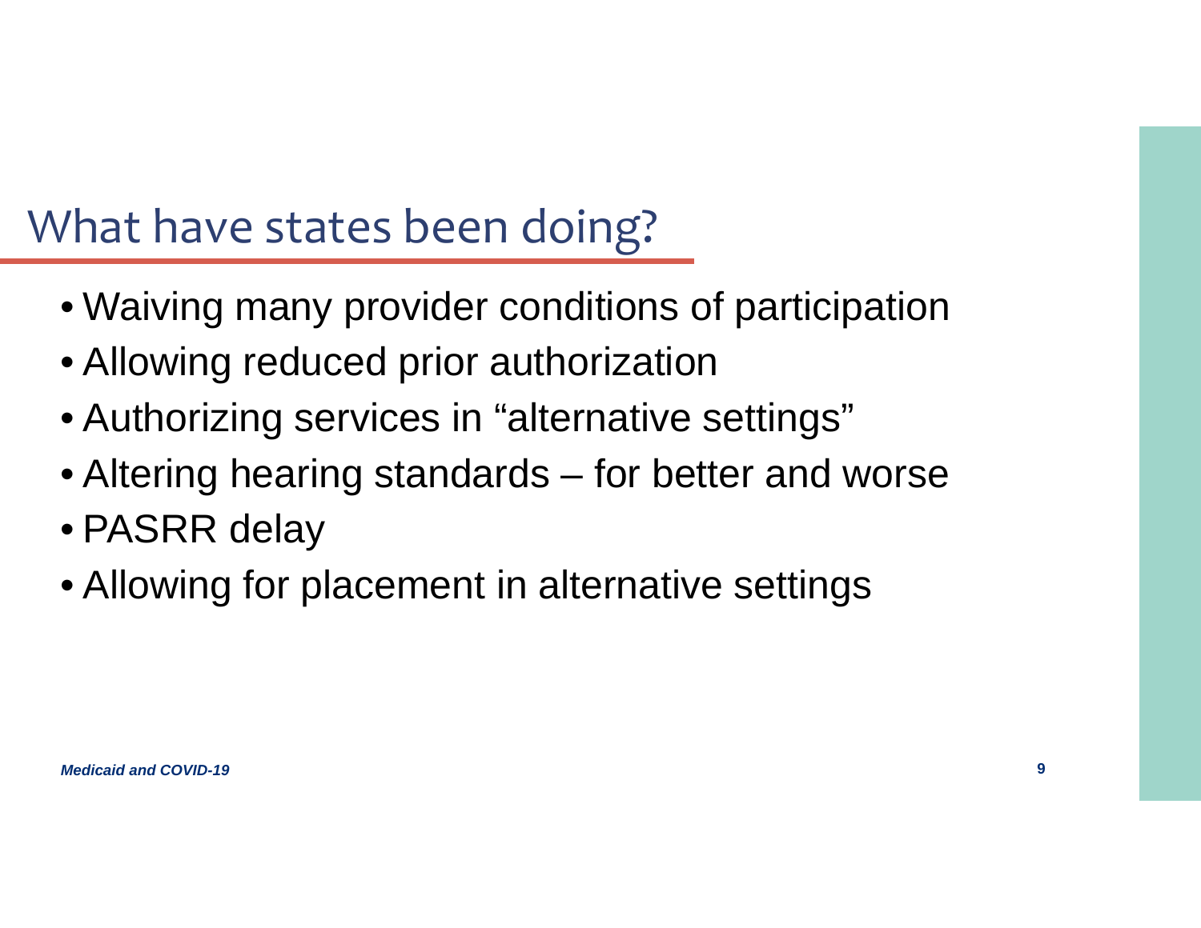# What have states been doing?

- Waiving many provider conditions of participation
- Allowing reduced prior authorization
- Authorizing services in “alternative settings”
- Altering hearing standards – for better and worse
- PASRR delay
- Allowing for placement in alternative settings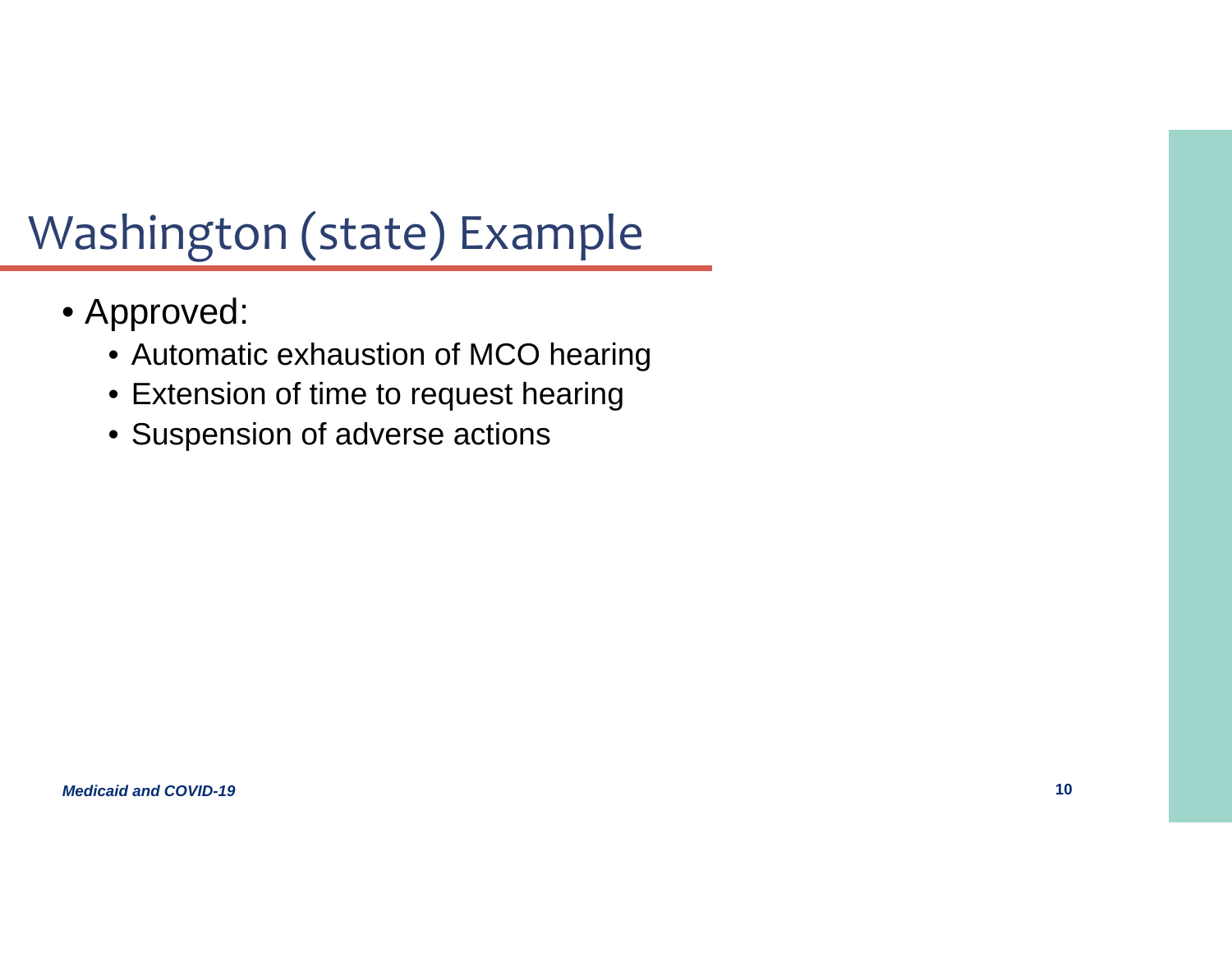# Washington (state) Example

- Approved:
  - Automatic exhaustion of MCO hearing
  - Extension of time to request hearing
  - Suspension of adverse actions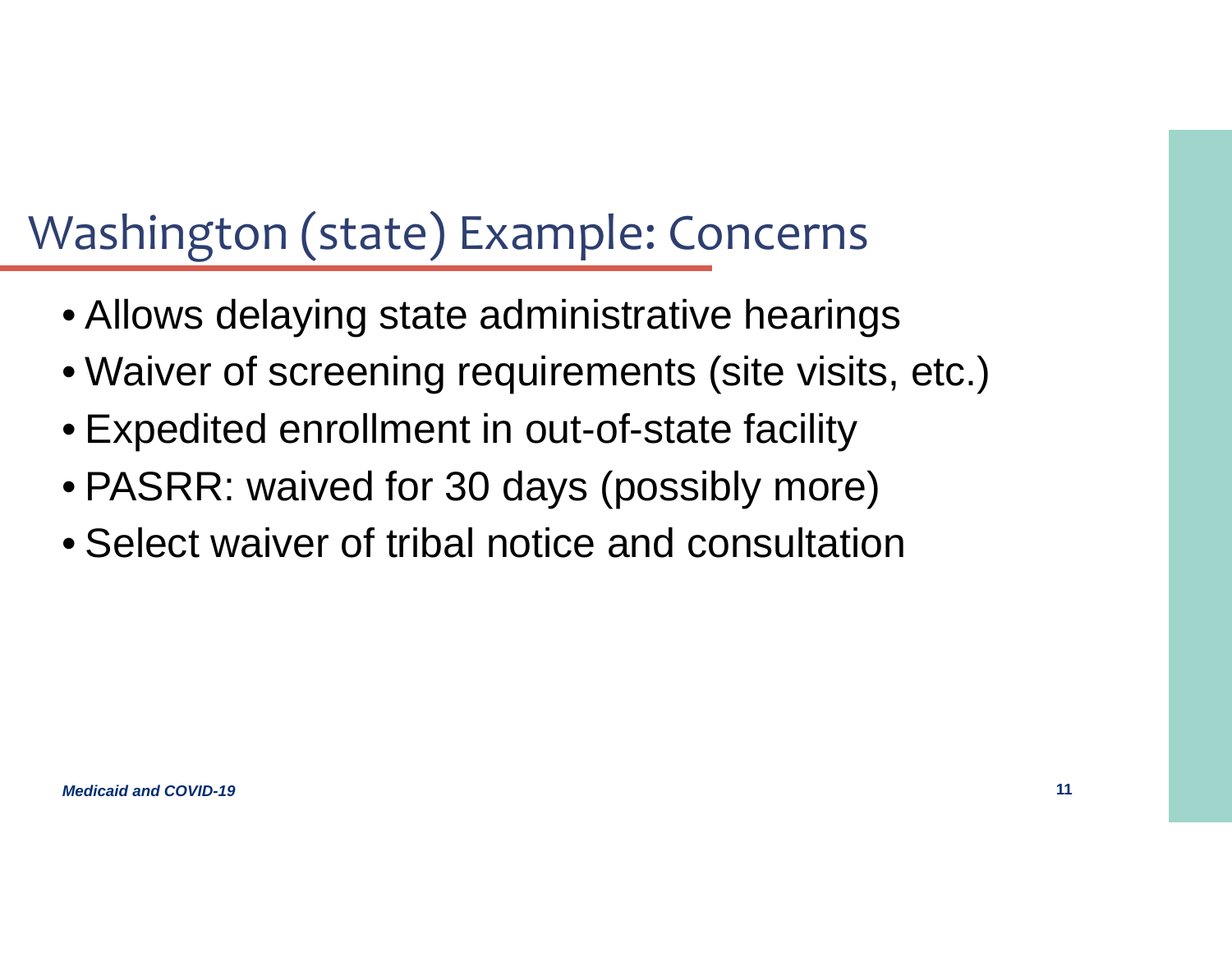# Washington (state) Example: Concerns

- Allows delaying state administrative hearings
- Waiver of screening requirements (site visits, etc.)
- Expedited enrollment in out-of-state facility
- PASRR: waived for 30 days (possibly more)
- Select waiver of tribal notice and consultation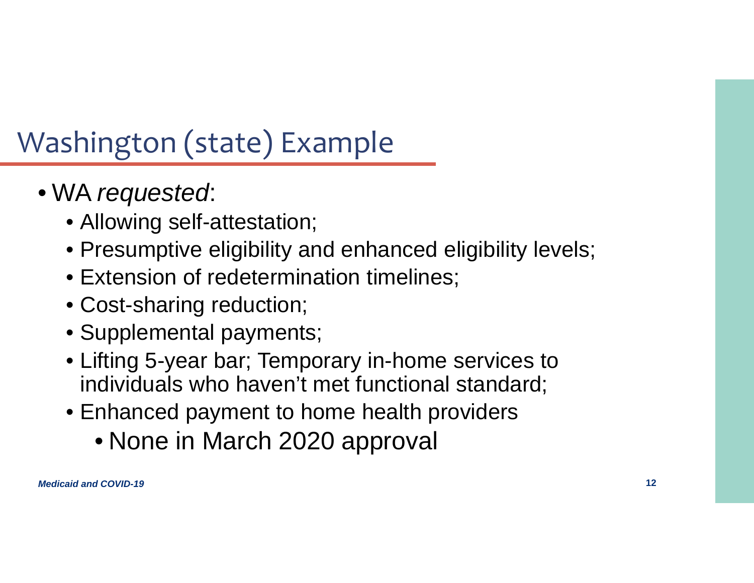# Washington (state) Example

- WA *requested*:
  - Allowing self-attestation;
  - Presumptive eligibility and enhanced eligibility levels;
  - Extension of redetermination timelines;
  - Cost-sharing reduction;
  - Supplemental payments;
  - Lifting 5-year bar; Temporary in-home services to individuals who haven't met functional standard;
  - Enhanced payment to home health providers
    - None in March 2020 approval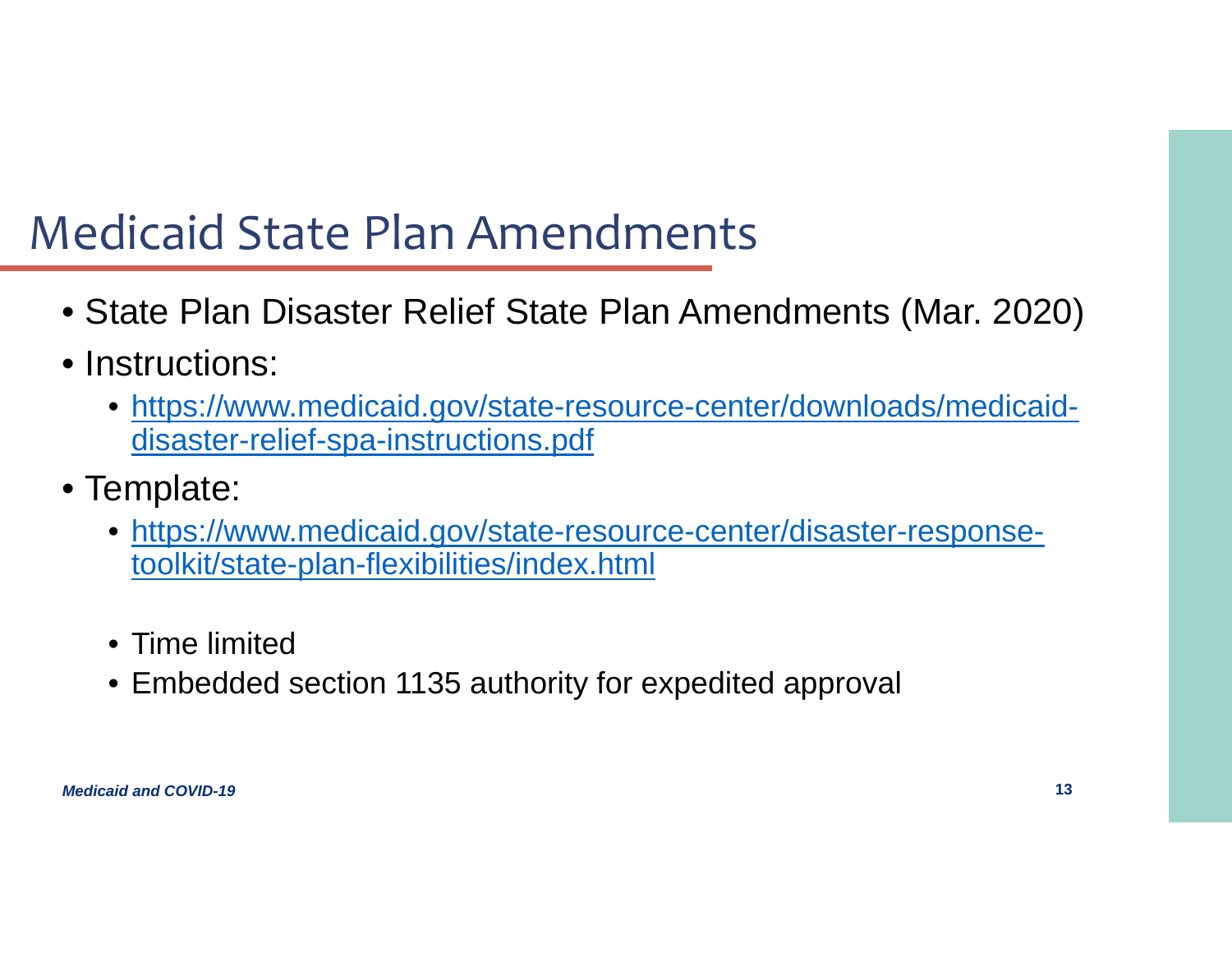# Medicaid State Plan Amendments

- State Plan Disaster Relief State Plan Amendments (Mar. 2020)
- Instructions:
  - [https://www.medicaid.gov/state-resource-center/downloads/medicaid-disaster-relief-spa-instructions.pdf](https://www.medicaid.gov/state-resource-center/downloads/medicaid-disaster-relief-spa-instructions.pdf)
- Template:
  - [https://www.medicaid.gov/state-resource-center/disaster-response-toolkit/state-plan-flexibilities/index.html](https://www.medicaid.gov/state-resource-center/disaster-response-toolkit/state-plan-flexibilities/index.html)
  - Time limited
  - Embedded section 1135 authority for expedited approval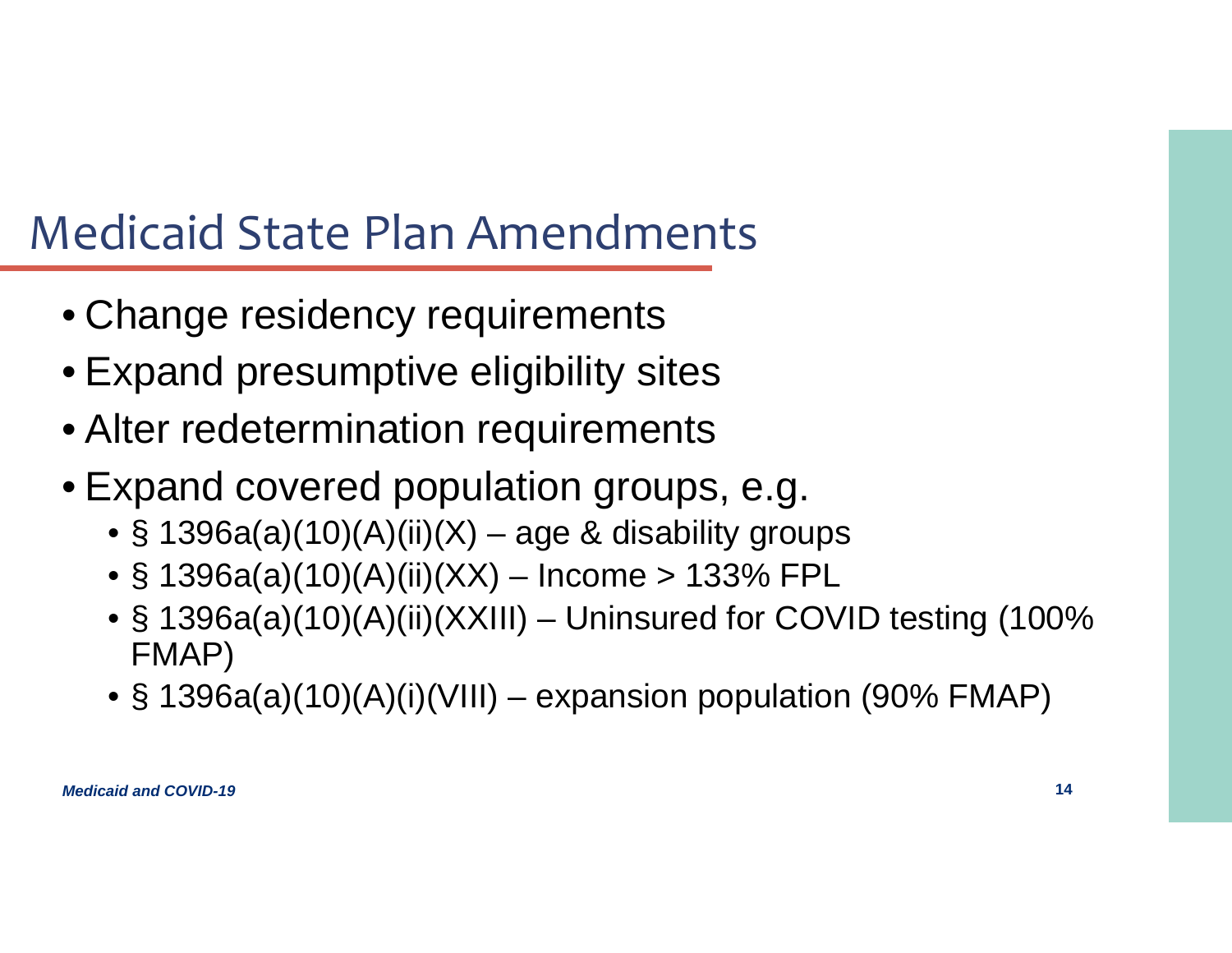# Medicaid State Plan Amendments

- Change residency requirements
- Expand presumptive eligibility sites
- Alter redetermination requirements
- Expand covered population groups, e.g.
  - § 1396a(a)(10)(A)(ii)(X) – age & disability groups
  - § 1396a(a)(10)(A)(ii)(XX) – Income > 133% FPL
  - § 1396a(a)(10)(A)(ii)(XXIII) – Uninsured for COVID testing (100% FMAP)
  - § 1396a(a)(10)(A)(i)(VIII) – expansion population (90% FMAP)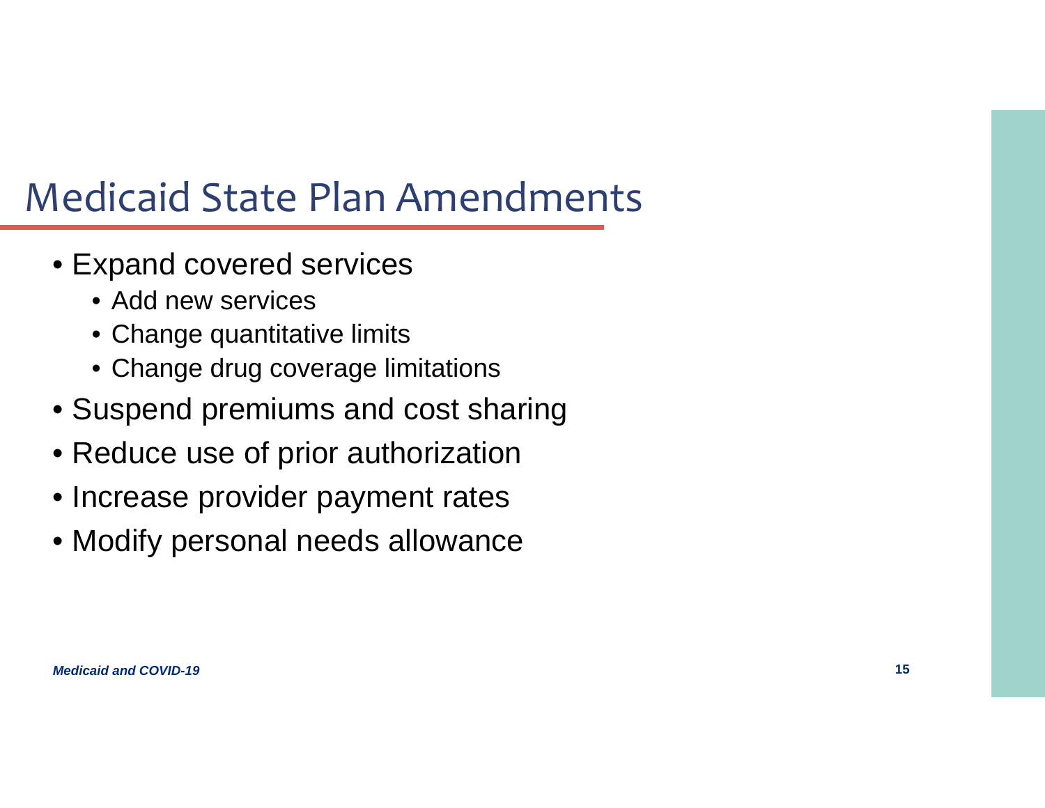# Medicaid State Plan Amendments

- Expand covered services
  - Add new services
  - Change quantitative limits
  - Change drug coverage limitations
- Suspend premiums and cost sharing
- Reduce use of prior authorization
- Increase provider payment rates
- Modify personal needs allowance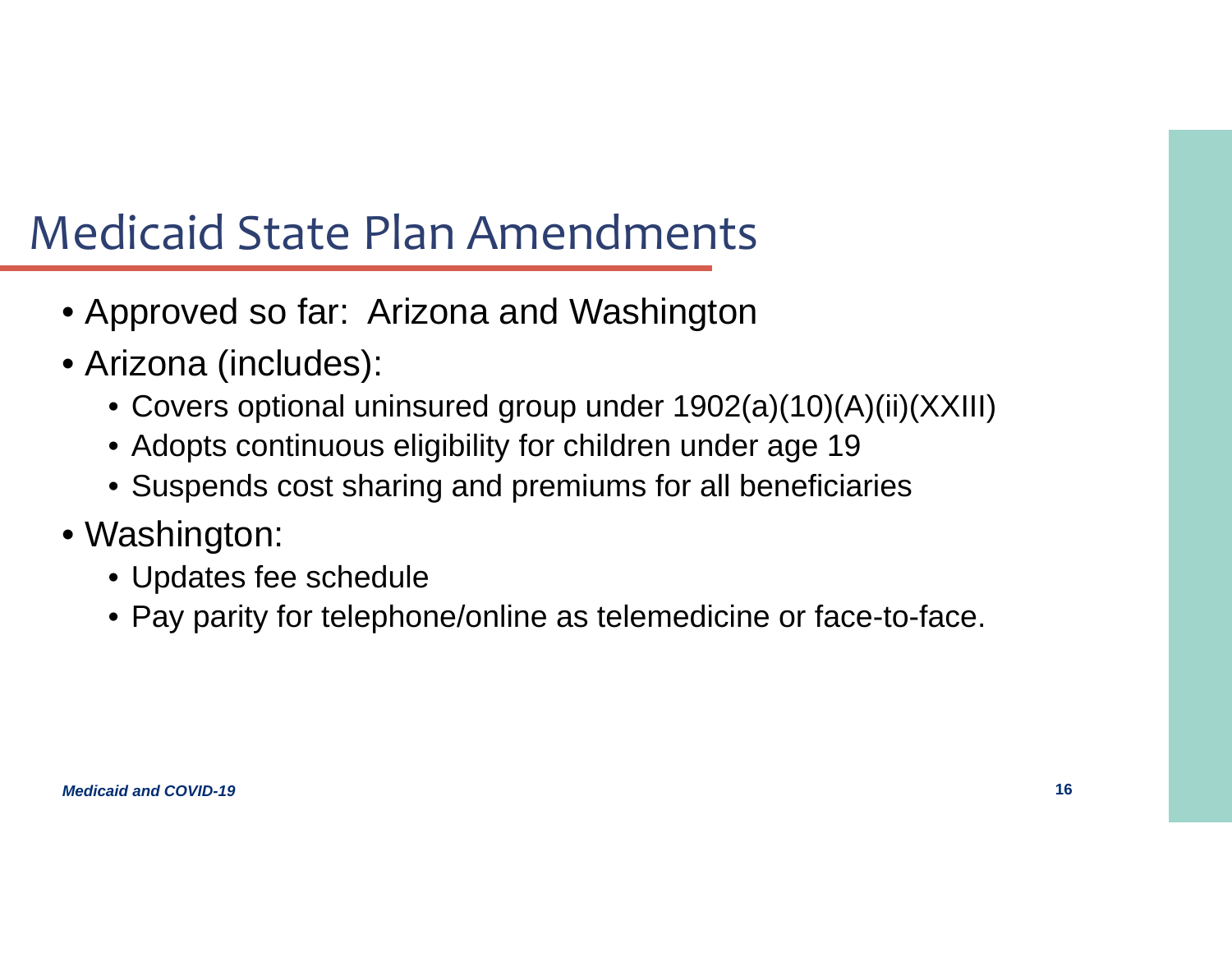# Medicaid State Plan Amendments

- Approved so far: Arizona and Washington
- Arizona (includes):
  - Covers optional uninsured group under 1902(a)(10)(A)(ii)(XXIII)
  - Adopts continuous eligibility for children under age 19
  - Suspends cost sharing and premiums for all beneficiaries
- Washington:
  - Updates fee schedule
  - Pay parity for telephone/online as telemedicine or face-to-face.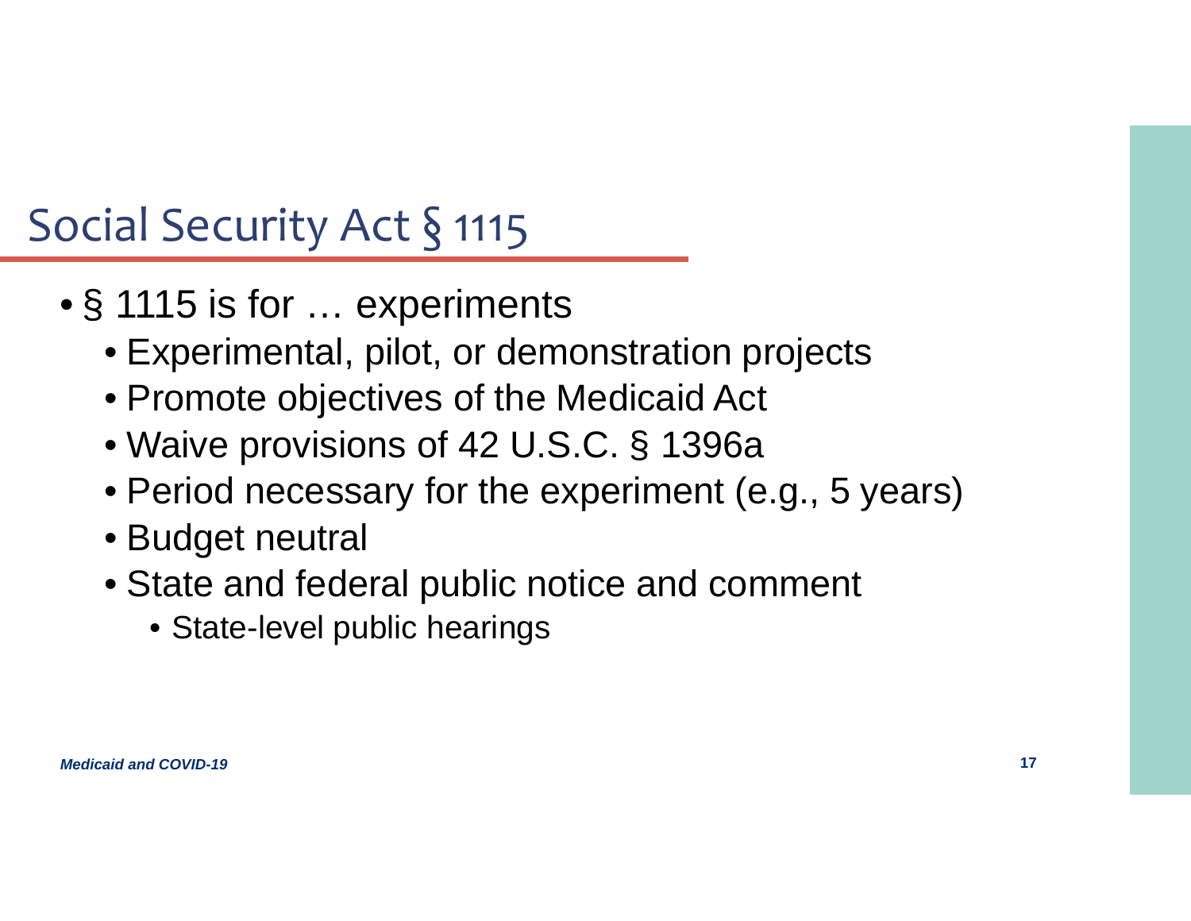# Social Security Act § 1115

- § 1115 is for … experiments
  - Experimental, pilot, or demonstration projects
  - Promote objectives of the Medicaid Act
  - Waive provisions of 42 U.S.C. § 1396a
  - Period necessary for the experiment (e.g., 5 years)
  - Budget neutral
  - State and federal public notice and comment
    - State-level public hearings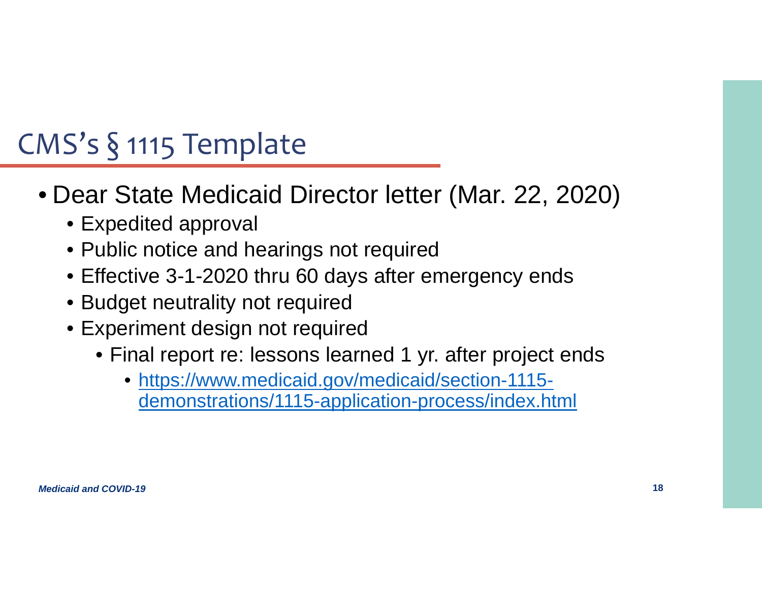# CMS's § 1115 Template

- Dear State Medicaid Director letter (Mar. 22, 2020)
  - Expedited approval
  - Public notice and hearings not required
  - Effective 3-1-2020 thru 60 days after emergency ends
  - Budget neutrality not required
  - Experiment design not required
    - Final report re: lessons learned 1 yr. after project ends
      - https://www.medicaid.gov/medicaid/section-1115-demonstrations/1115-application-process/index.html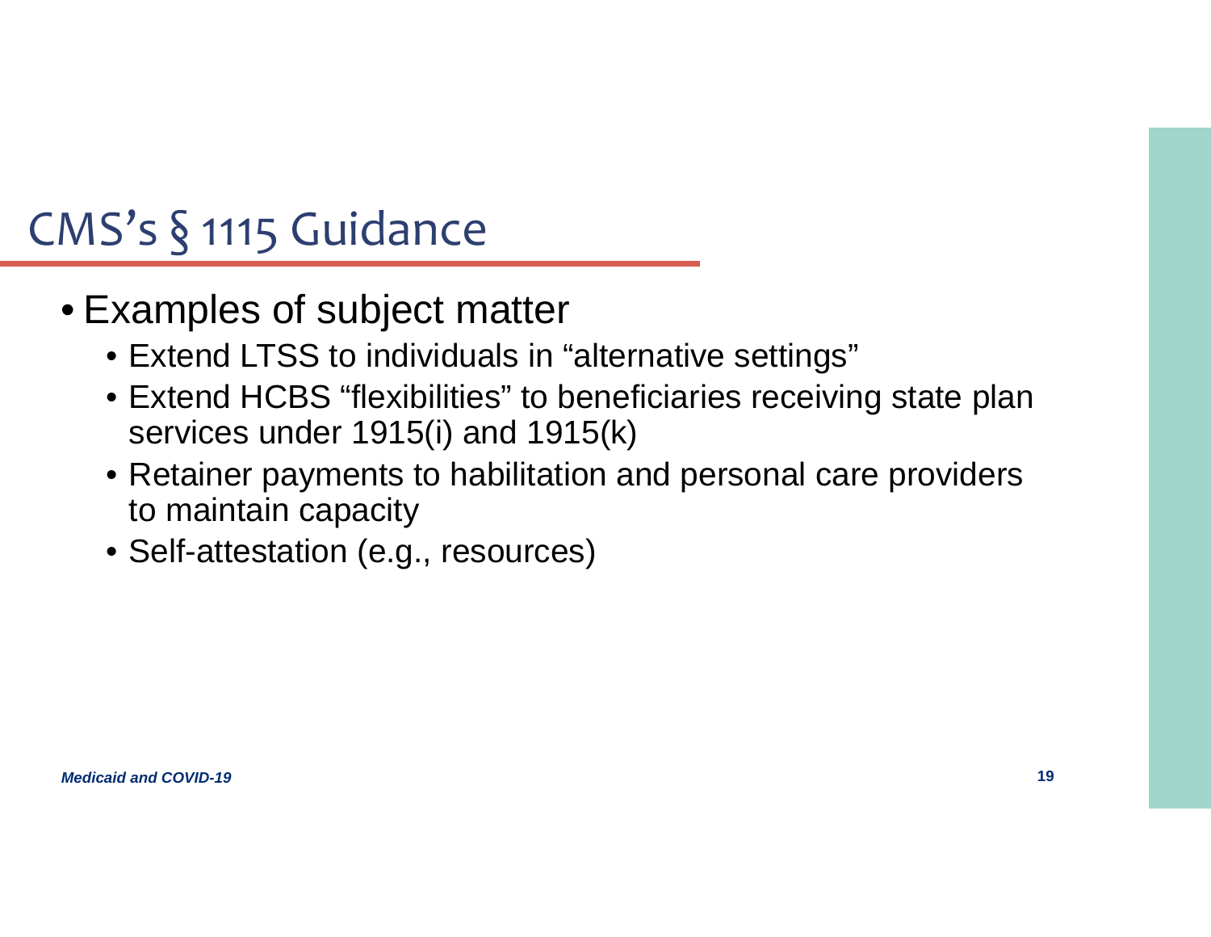# CMS's § 1115 Guidance

- Examples of subject matter
  - Extend LTSS to individuals in "alternative settings"
  - Extend HCBS "flexibilities" to beneficiaries receiving state plan services under 1915(i) and 1915(k)
  - Retainer payments to habilitation and personal care providers to maintain capacity
  - Self-attestation (e.g., resources)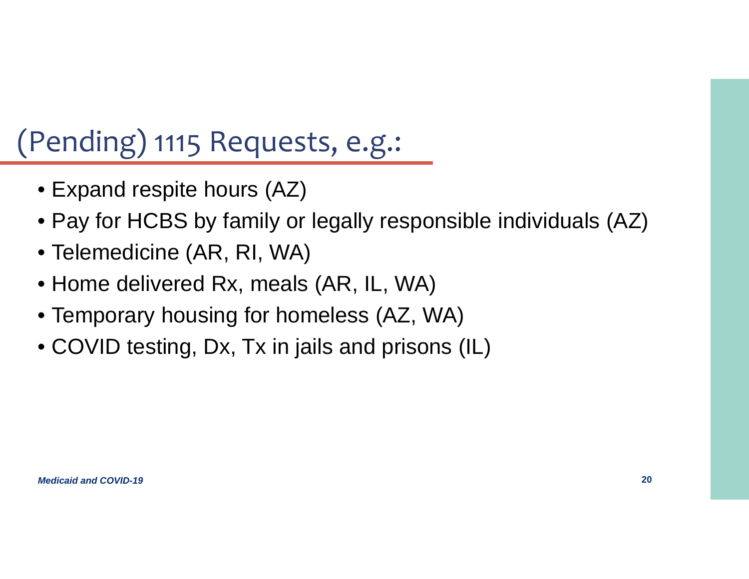# (Pending) 1115 Requests, e.g.:

- Expand respite hours (AZ)
- Pay for HCBS by family or legally responsible individuals (AZ)
- Telemedicine (AR, RI, WA)
- Home delivered Rx, meals (AR, IL, WA)
- Temporary housing for homeless (AZ, WA)
- COVID testing, Dx, Tx in jails and prisons (IL)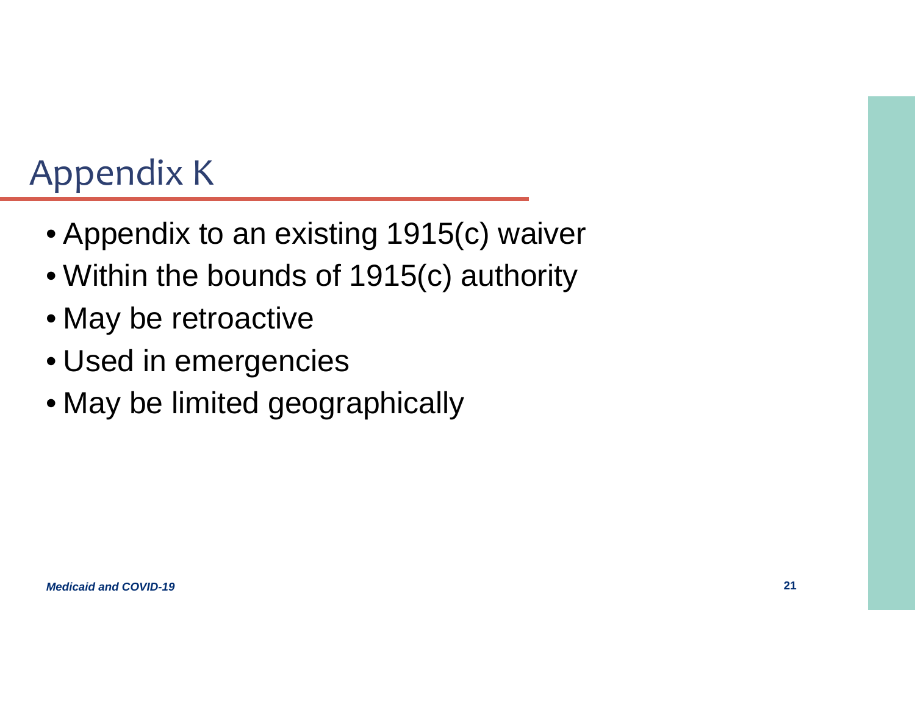# Appendix K

- Appendix to an existing 1915(c) waiver
- Within the bounds of 1915(c) authority
- May be retroactive
- Used in emergencies
- May be limited geographically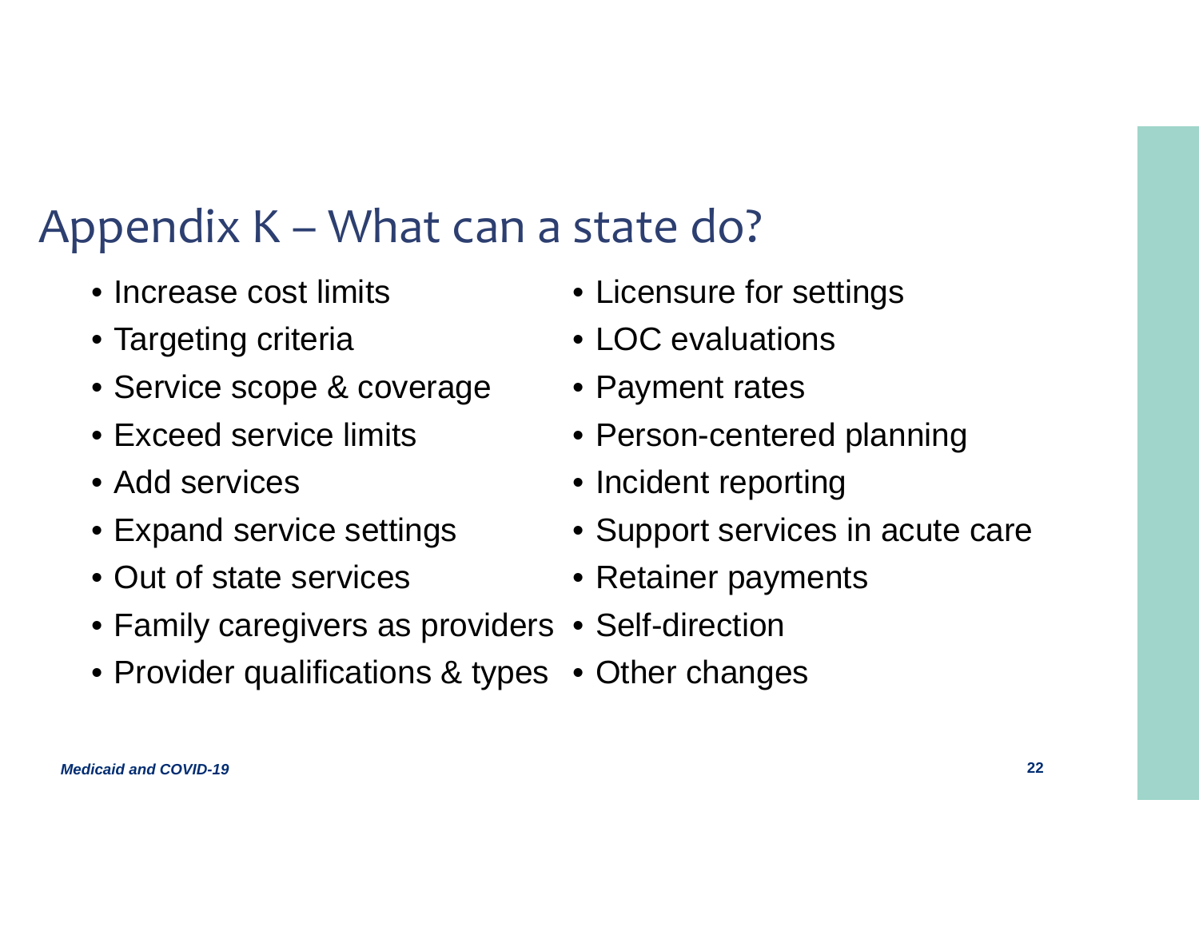# Appendix K – What can a state do?

- Increase cost limits
- Targeting criteria
- Service scope & coverage
- Exceed service limits
- Add services
- Expand service settings
- Out of state services
- Family caregivers as providers
- Provider qualifications & types
- Licensure for settings
- LOC evaluations
- Payment rates
- Person-centered planning
- Incident reporting
- Support services in acute care
- Retainer payments
- Self-direction
- Other changes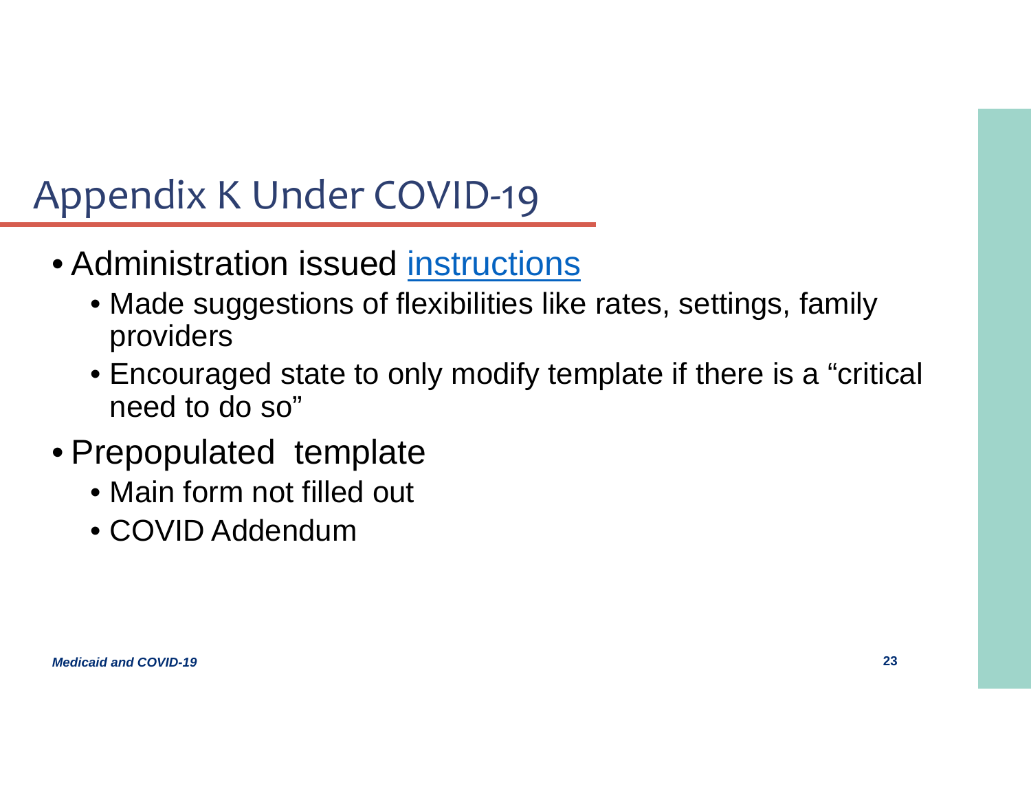# Appendix K Under COVID-19

- Administration issued instructions
  - Made suggestions of flexibilities like rates, settings, family providers
  - Encouraged state to only modify template if there is a "critical need to do so"
- Prepopulated template
  - Main form not filled out
  - COVID Addendum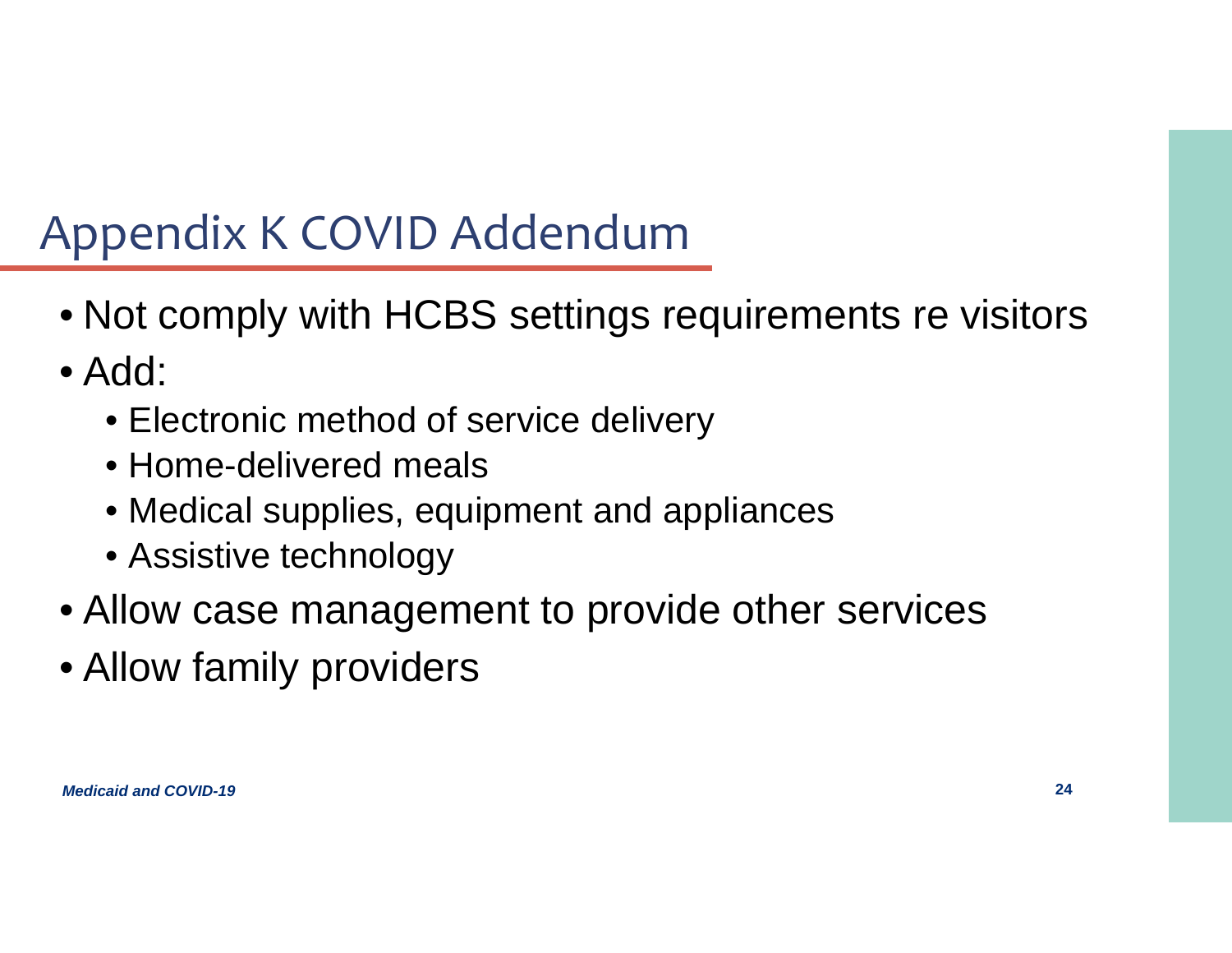# Appendix K COVID Addendum

- Not comply with HCBS settings requirements re visitors
- Add:
  - Electronic method of service delivery
  - Home-delivered meals
  - Medical supplies, equipment and appliances
  - Assistive technology
- Allow case management to provide other services
- Allow family providers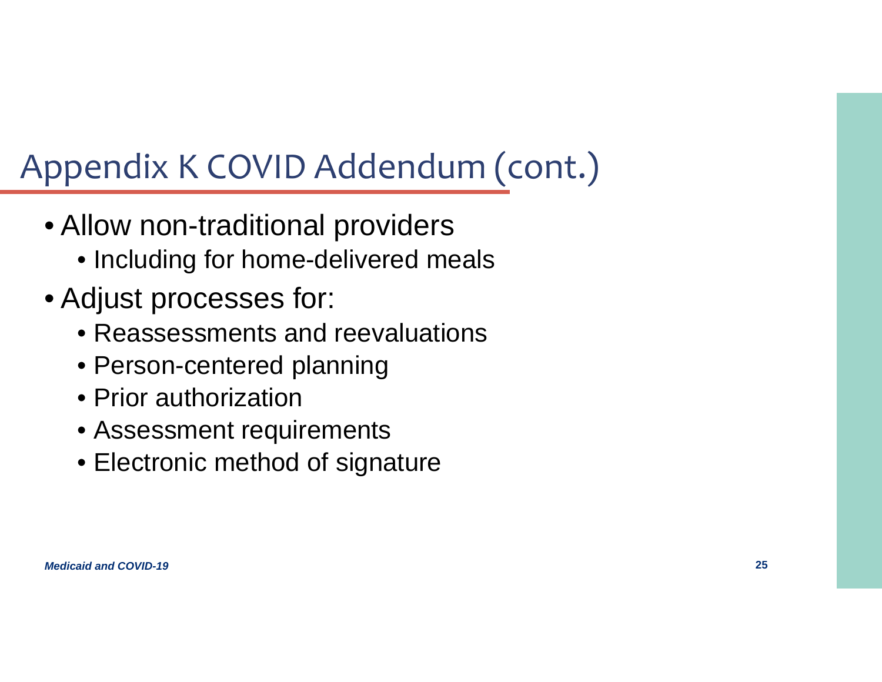# Appendix K COVID Addendum (cont.)

- Allow non-traditional providers
  - Including for home-delivered meals
- Adjust processes for:
  - Reassessments and reevaluations
  - Person-centered planning
  - Prior authorization
  - Assessment requirements
  - Electronic method of signature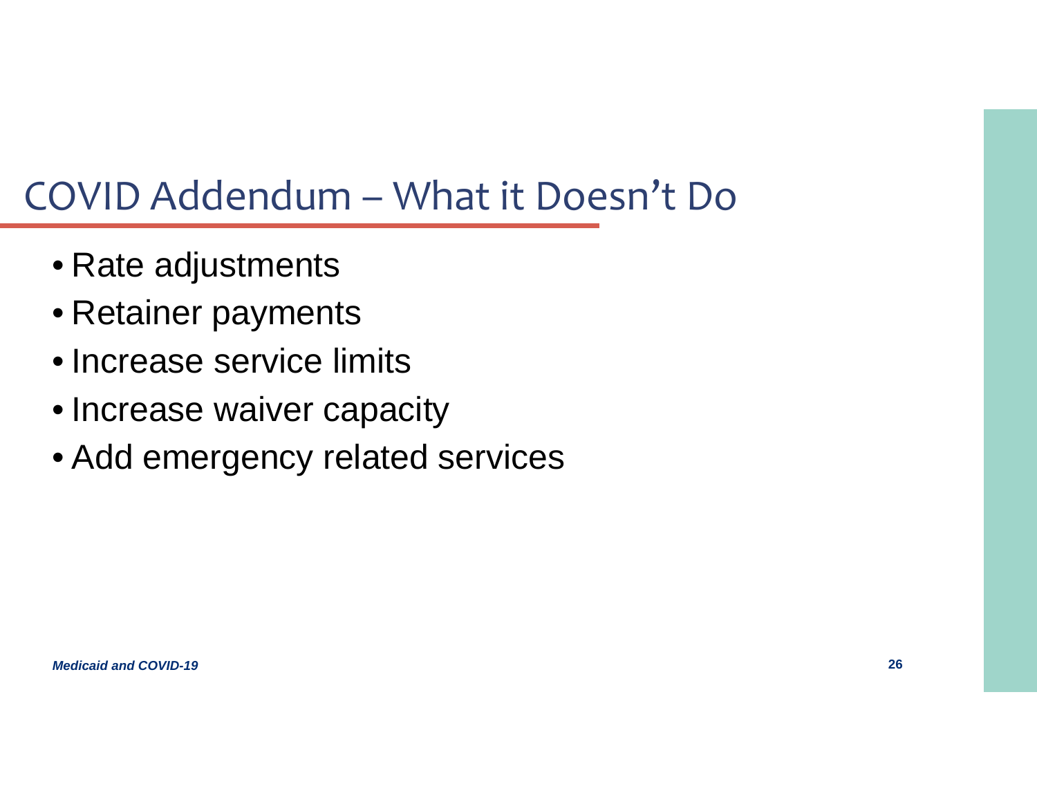# COVID Addendum – What it Doesn’t Do

- Rate adjustments
- Retainer payments
- Increase service limits
- Increase waiver capacity
- Add emergency related services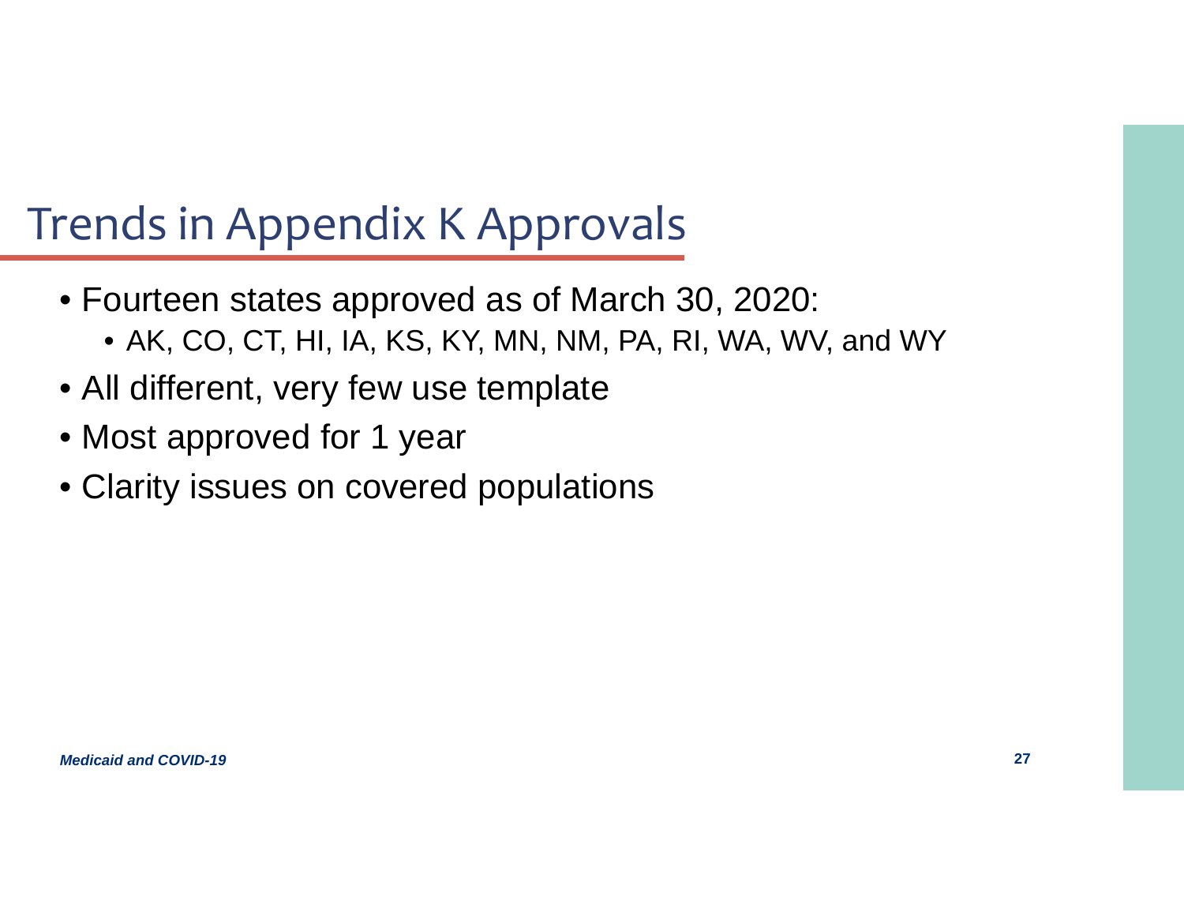# Trends in Appendix K Approvals

- Fourteen states approved as of March 30, 2020:
  - AK, CO, CT, HI, IA, KS, KY, MN, NM, PA, RI, WA, WV, and WY
- All different, very few use template
- Most approved for 1 year
- Clarity issues on covered populations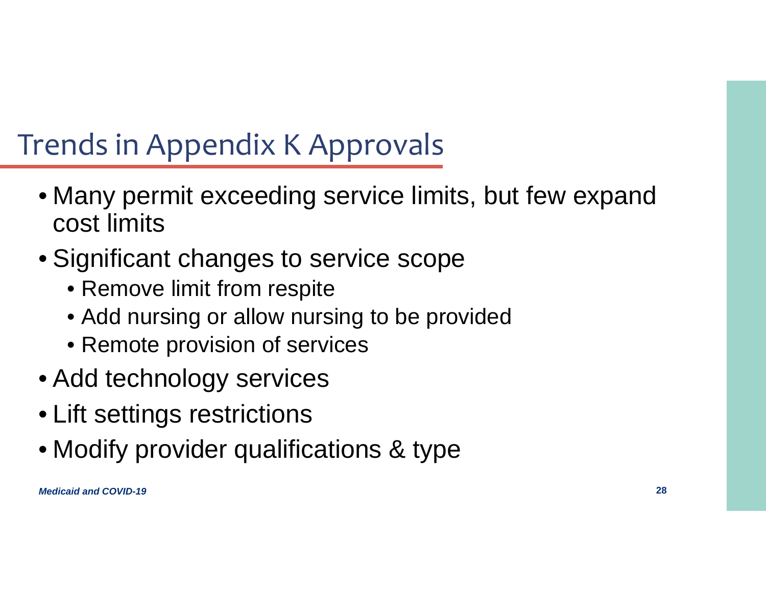# Trends in Appendix K Approvals

- Many permit exceeding service limits, but few expand cost limits
- Significant changes to service scope
  - Remove limit from respite
  - Add nursing or allow nursing to be provided
  - Remote provision of services
- Add technology services
- Lift settings restrictions
- Modify provider qualifications & type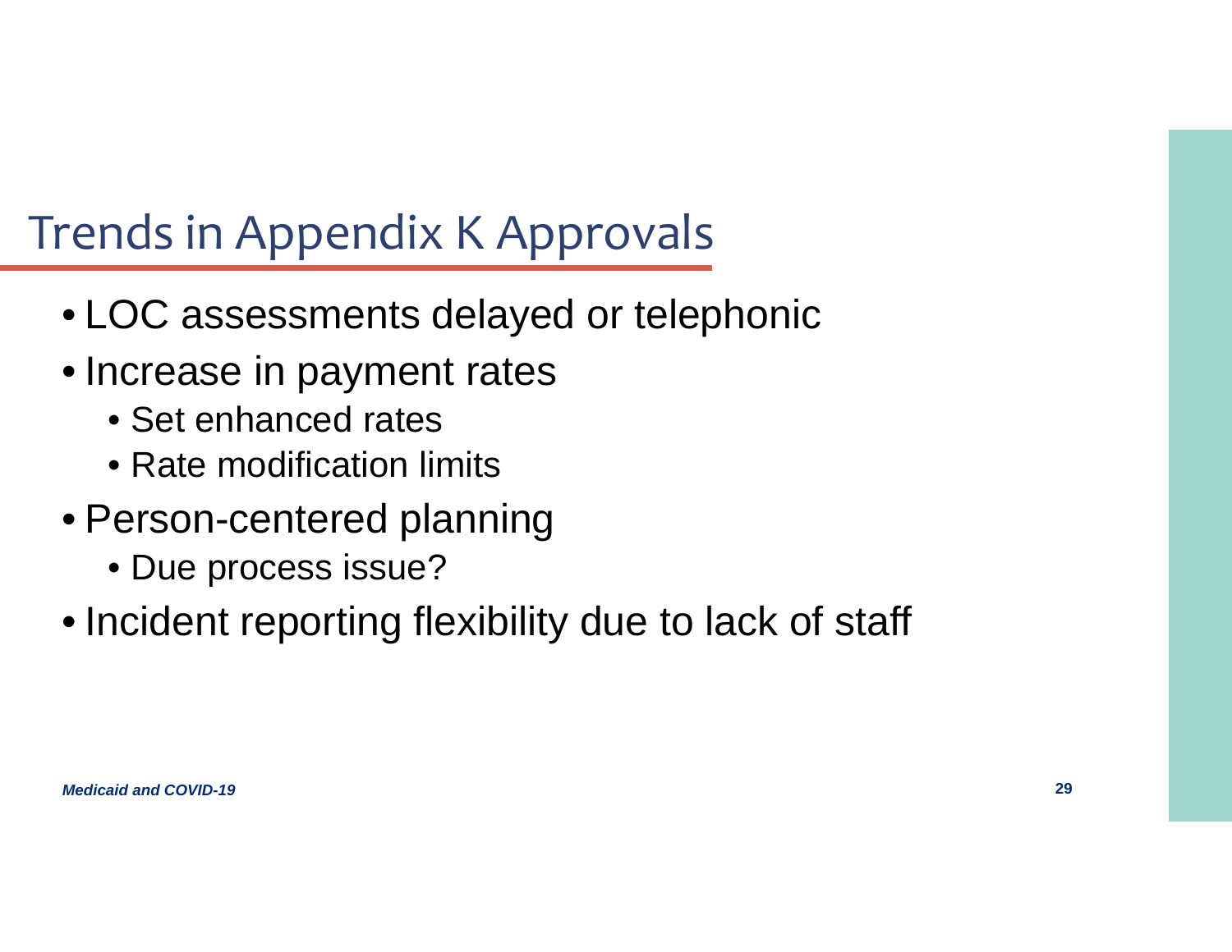# Trends in Appendix K Approvals

- LOC assessments delayed or telephonic
- Increase in payment rates
  - Set enhanced rates
  - Rate modification limits
- Person-centered planning
  - Due process issue?
- Incident reporting flexibility due to lack of staff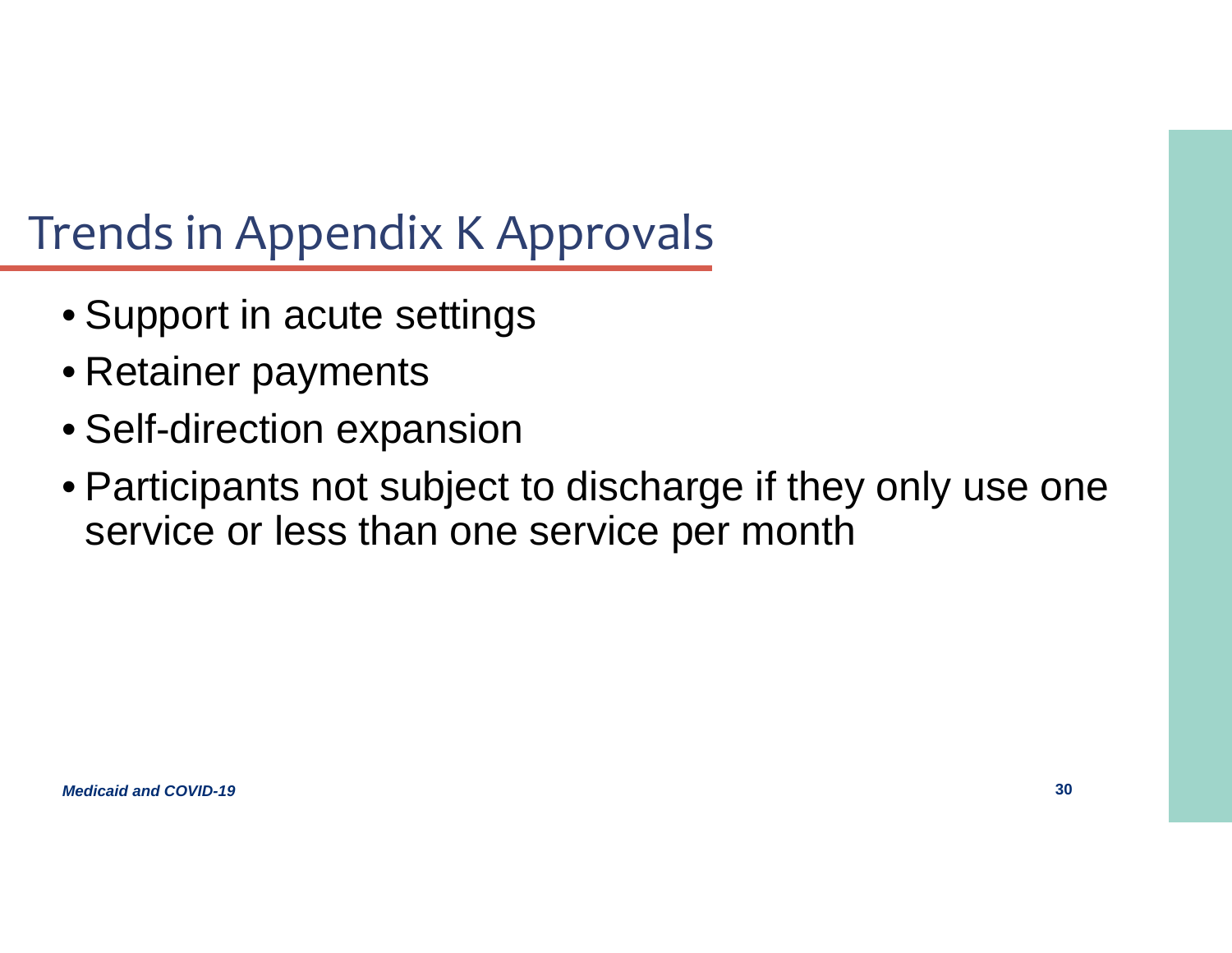# Trends in Appendix K Approvals

- Support in acute settings
- Retainer payments
- Self-direction expansion
- Participants not subject to discharge if they only use one service or less than one service per month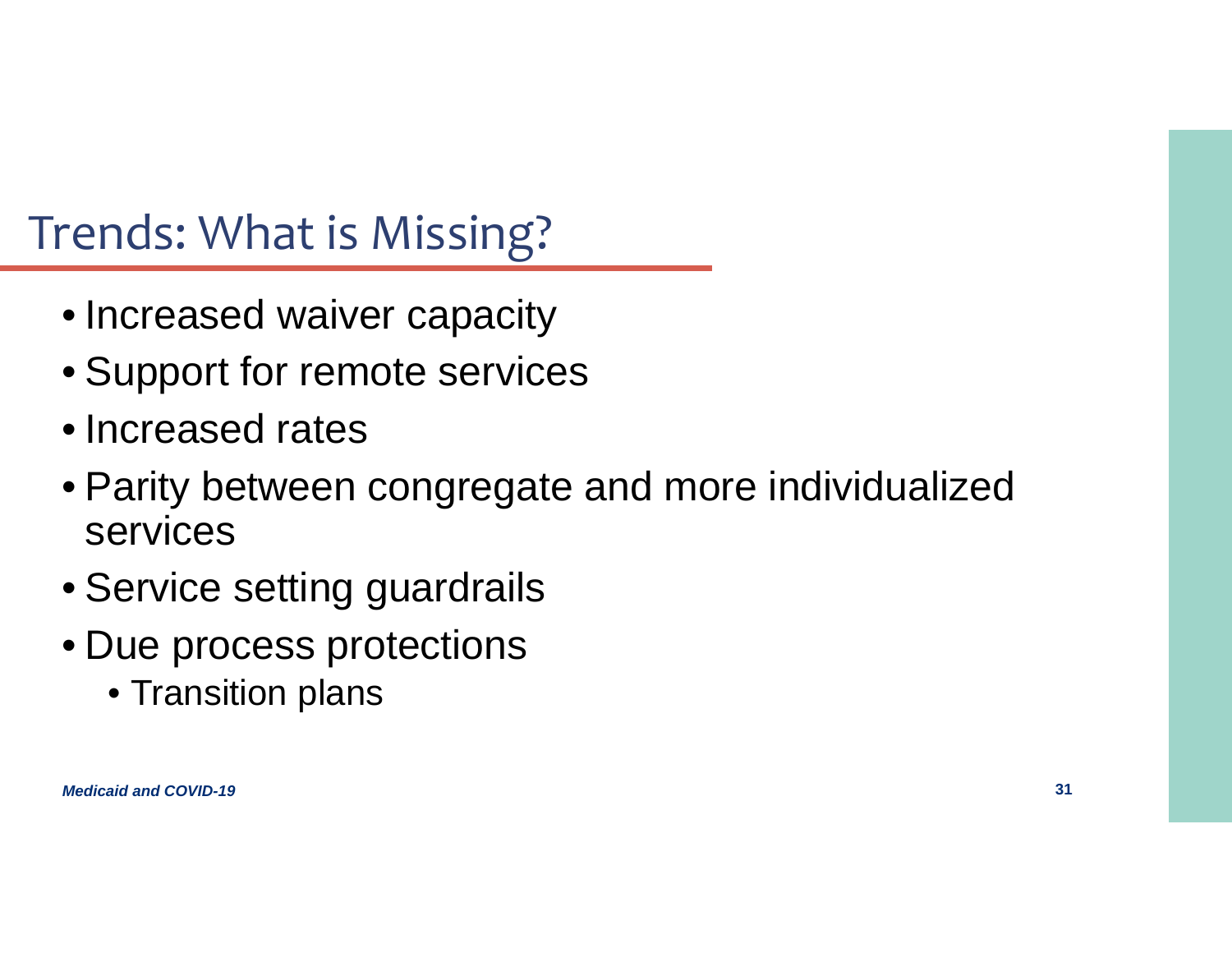# Trends: What is Missing?

- Increased waiver capacity
- Support for remote services
- Increased rates
- Parity between congregate and more individualized services
- Service setting guardrails
- Due process protections
  - Transition plans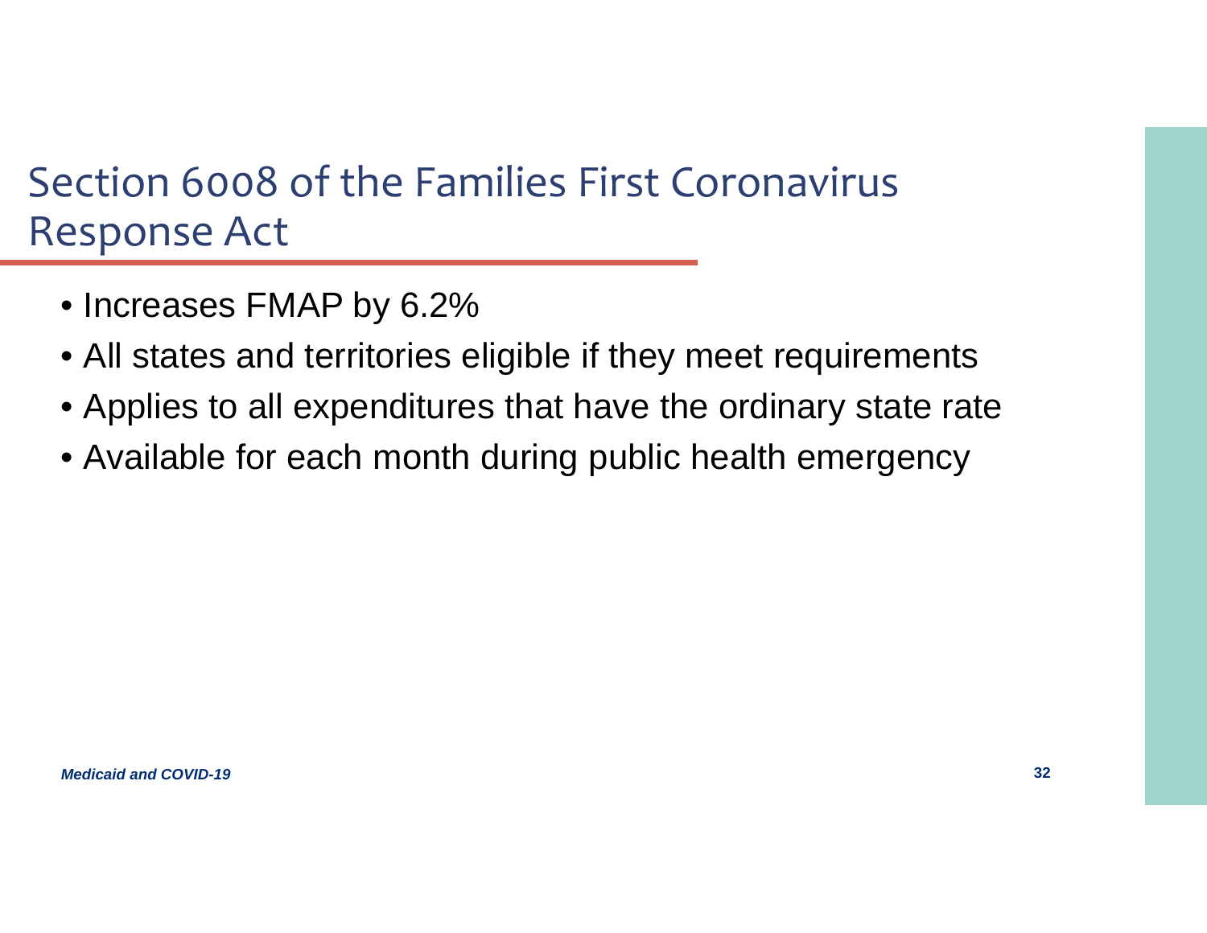# Section 6008 of the Families First Coronavirus Response Act

- Increases FMAP by 6.2%
- All states and territories eligible if they meet requirements
- Applies to all expenditures that have the ordinary state rate
- Available for each month during public health emergency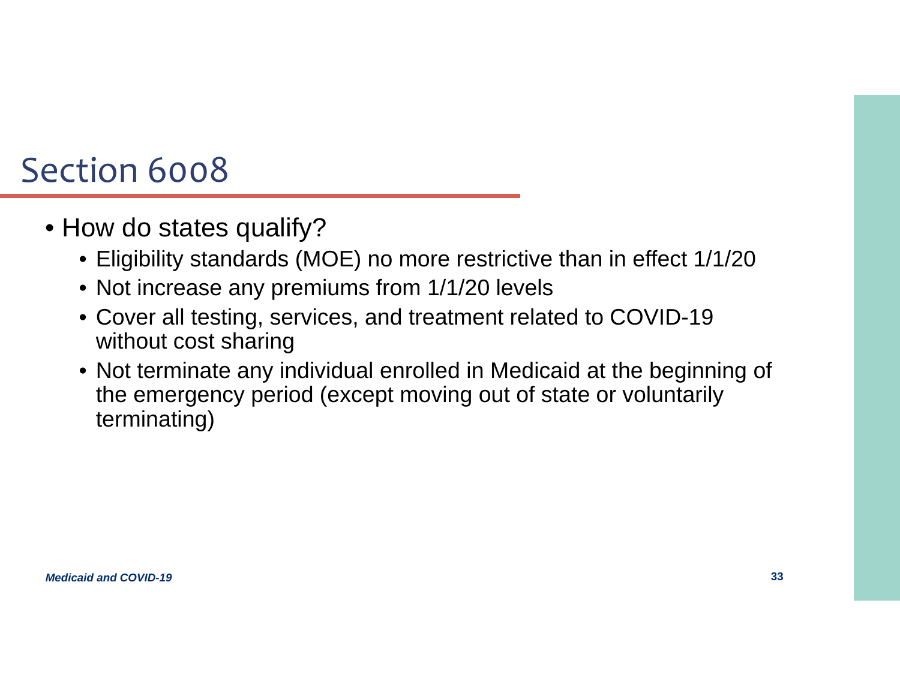# Section 6008

- How do states qualify?
  - Eligibility standards (MOE) no more restrictive than in effect 1/1/20
  - Not increase any premiums from 1/1/20 levels
  - Cover all testing, services, and treatment related to COVID-19 without cost sharing
  - Not terminate any individual enrolled in Medicaid at the beginning of the emergency period (except moving out of state or voluntarily terminating)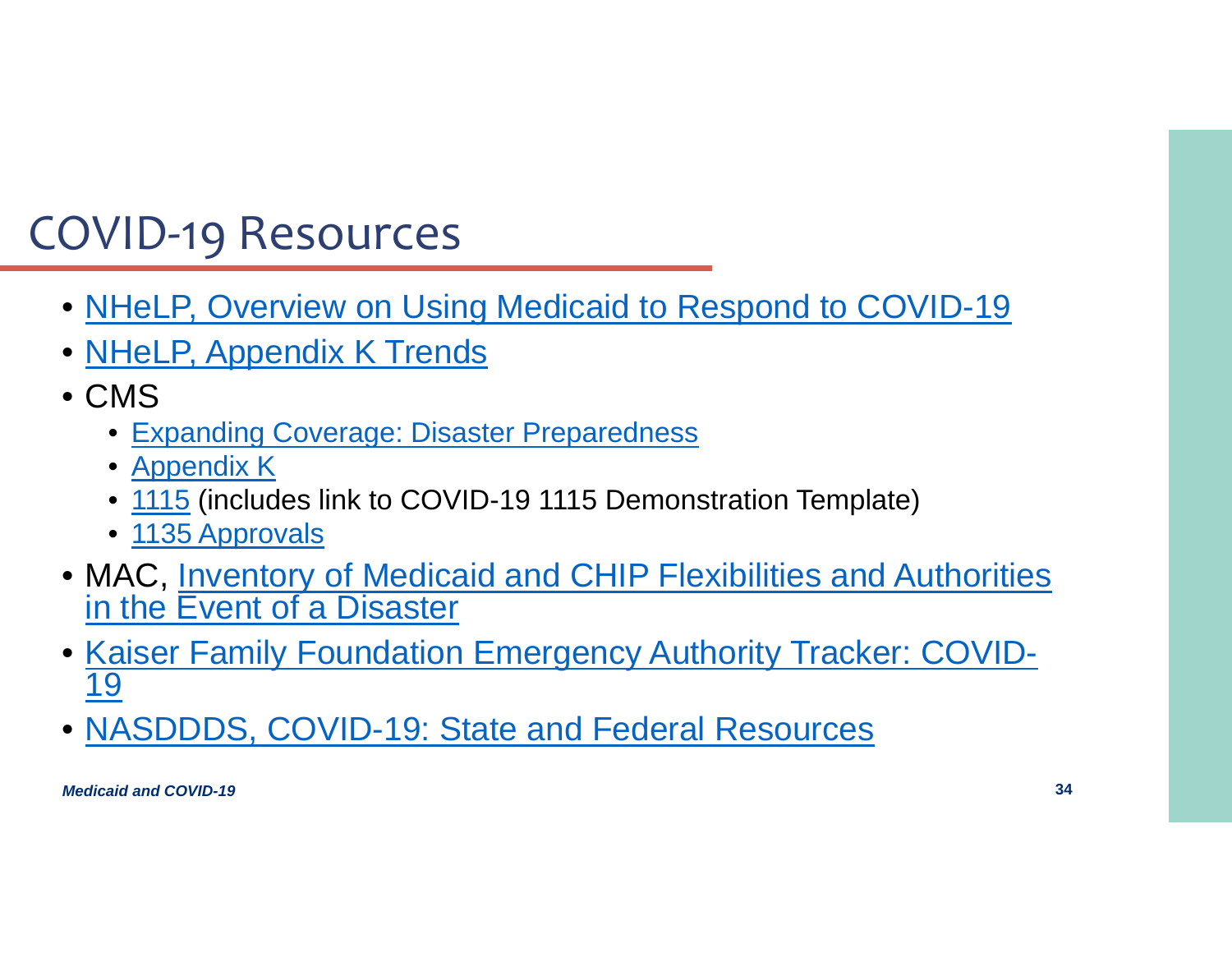# COVID-19 Resources

- NHeLP, Overview on Using Medicaid to Respond to COVID-19
- NHeLP, Appendix K Trends
- CMS
  - Expanding Coverage: Disaster Preparedness
  - Appendix K
  - 1115 (includes link to COVID-19 1115 Demonstration Template)
  - 1135 Approvals
- MAC, Inventory of Medicaid and CHIP Flexibilities and Authorities in the Event of a Disaster
- Kaiser Family Foundation Emergency Authority Tracker: COVID-19
- NASDDDS, COVID-19: State and Federal Resources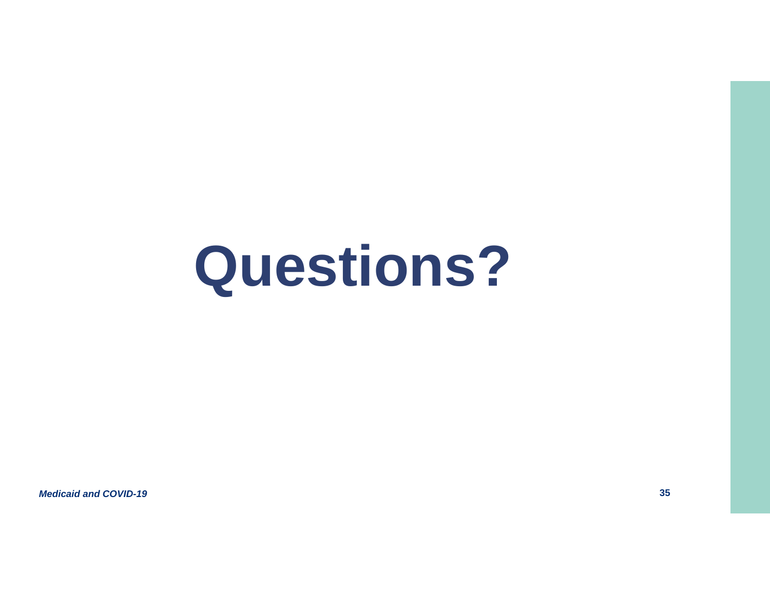# Questions?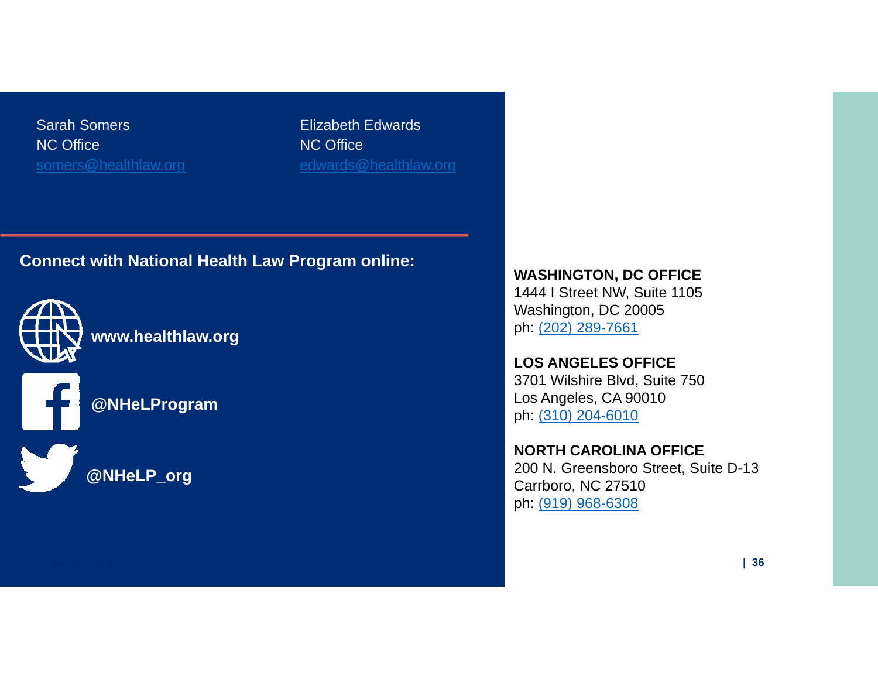Sarah Somers
NC Office
somers@healthlaw.org

Elizabeth Edwards
NC Office
edwards@healthlaw.org

**Connect with National Health Law Program online:**

**www.healthlaw.org**

**@NHeLProgram**

**@NHeLP_org**

**WASHINGTON, DC OFFICE**
1444 I Street NW, Suite 1105
Washington, DC 20005
ph: (202) 289-7661

**LOS ANGELES OFFICE**
3701 Wilshire Blvd, Suite 750
Los Angeles, CA 90010
ph: (310) 204-6010

**NORTH CAROLINA OFFICE**
200 N. Greensboro Street, Suite D-13
Carrboro, NC 27510
ph: (919) 968-6308